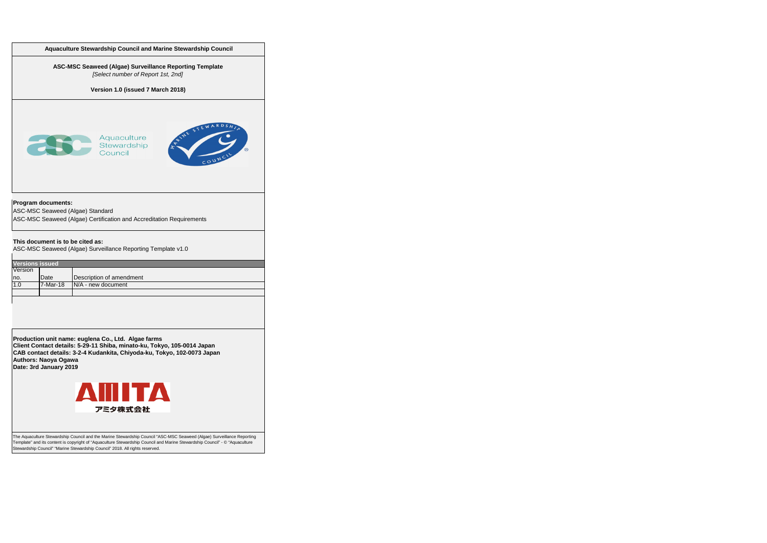**Aquaculture Stewardship Council and Marine Stewardship Council**

**ASC-MSC Seaweed (Algae) Surveillance Reporting Template**

*[Select number of Report 1st, 2nd]*

**Version 1.0 (issued 7 March 2018)**

Aquaculture Stewardship Council

MARINE STEWARDSHIP COUNCIL

**Program documents:**

ASC-MSC Seaweed (Algae) Standard

ASC-MSC Seaweed (Algae) Certification and Accreditation Requirements

**This document is to be cited as:**

ASC-MSC Seaweed (Algae) Surveillance Reporting Template v1.0

| Versions issued | | |
|---|---|---|
| Version no. | Date | Description of amendment |
| 1.0 | 7-Mar-18 | N/A - new document |
| | | |

**Production unit name: euglena Co., Ltd. Algae farms**
**Client Contact details: 5-29-11 Shiba, minato-ku, Tokyo, 105-0014 Japan**
**CAB contact details: 3-2-4 Kudankita, Chiyoda-ku, Tokyo, 102-0073 Japan**
**Authors: Naoya Ogawa**
**Date: 3rd January 2019**

AMITA
アミタ株式会社

The Aquaculture Stewardship Council and the Marine Stewardship Council "ASC-MSC Seaweed (Algae) Surveillance Reporting Template" and its content is copyright of "Aquaculture Stewardship Council and Marine Stewardship Council" - © "Aquaculture Stewardship Council" "Marine Stewardship Council" 2018. All rights reserved.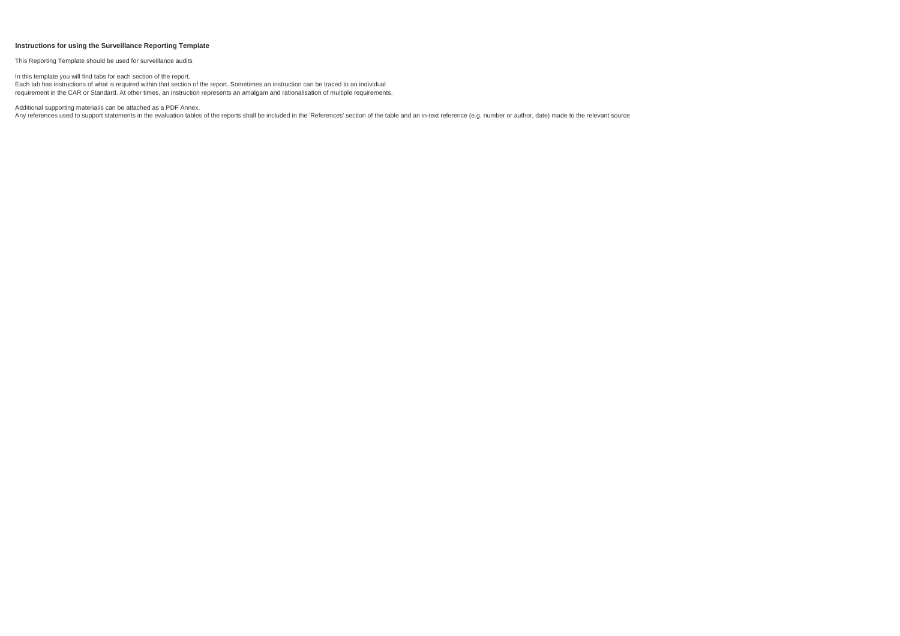**Instructions for using the Surveillance Reporting Template**

This Reporting Template should be used for surveillance audits

In this template you will find tabs for each section of the report.
Each tab has instructions of what is required within that section of the report. Sometimes an instruction can be traced to an individual
requirement in the CAR or Standard. At other times, an instruction represents an amalgam and rationalisation of multiple requirements.

Additional supporting material/s can be attached as a PDF Annex.
Any references used to support statements in the evaluation tables of the reports shall be included in the 'References' section of the table and an in-text reference (e.g. number or author, date) made to the relevant source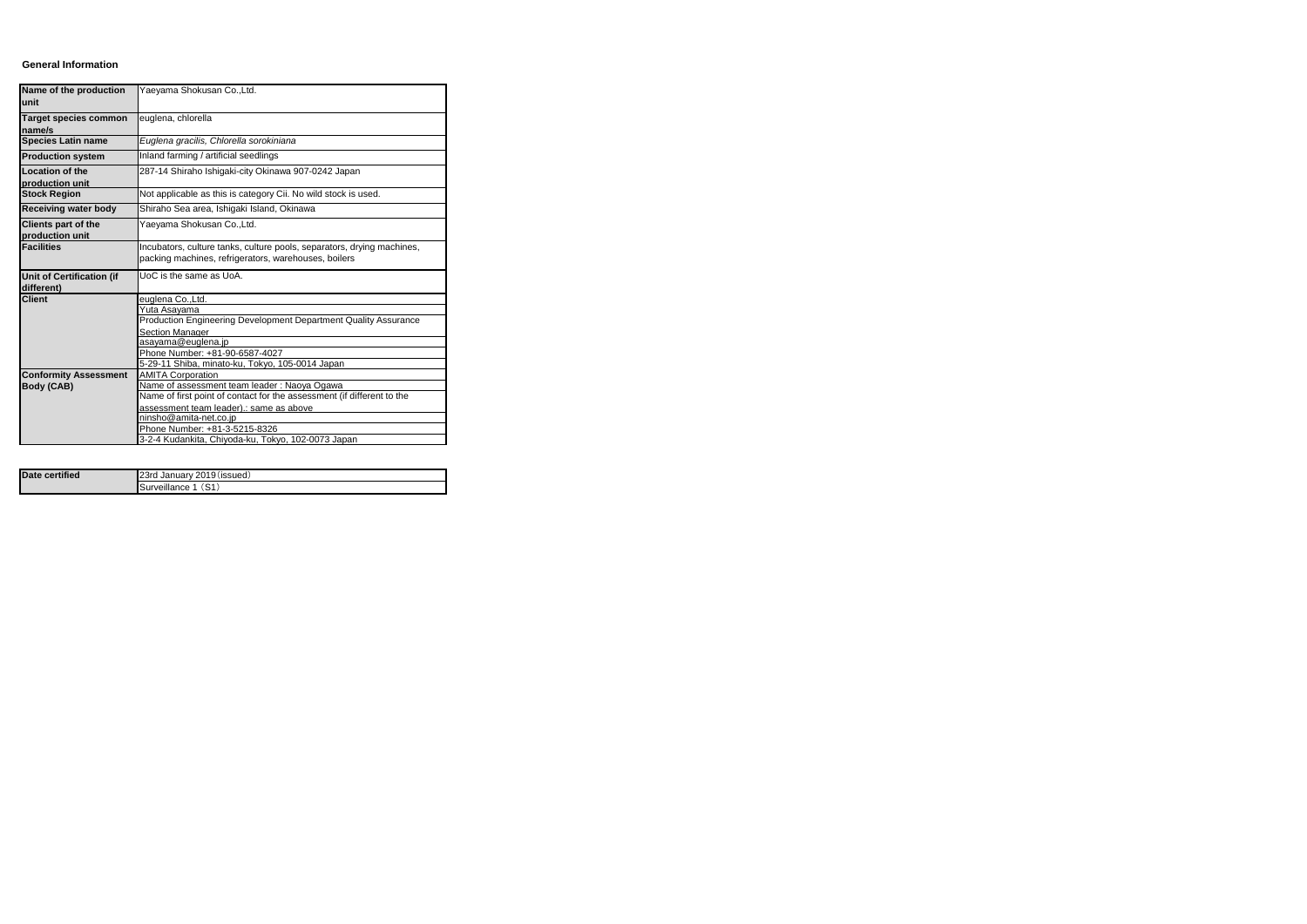**General Information**

| | |
|---|---|
| **Name of the production unit** | Yaeyama Shokusan Co.,Ltd. |
| **Target species common name/s** | euglena, chlorella |
| **Species Latin name** | *Euglena gracilis, Chlorella sorokiniana* |
| **Production system** | Inland farming / artificial seedlings |
| **Location of the production unit** | 287-14 Shiraho Ishigaki-city Okinawa 907-0242 Japan |
| **Stock Region** | Not applicable as this is category Cii. No wild stock is used. |
| **Receiving water body** | Shiraho Sea area, Ishigaki Island, Okinawa |
| **Clients part of the production unit** | Yaeyama Shokusan Co.,Ltd. |
| **Facilities** | Incubators, culture tanks, culture pools, separators, drying machines, packing machines, refrigerators, warehouses, boilers |
| **Unit of Certification (if different)** | UoC is the same as UoA. |
| **Client** | euglena Co.,Ltd. |
| | Yuta Asayama |
| | Production Engineering Development Department Quality Assurance Section Manager |
| | asayama@euglena.jp |
| | Phone Number: +81-90-6587-4027 |
| | 5-29-11 Shiba, minato-ku, Tokyo, 105-0014 Japan |
| **Conformity Assessment Body (CAB)** | AMITA Corporation |
| | Name of assessment team leader : Naoya Ogawa |
| | Name of first point of contact for the assessment (if different to the assessment team leader).: same as above |
| | ninsho@amita-net.co.jp |
| | Phone Number: +81-3-5215-8326 |
| | 3-2-4 Kudankita, Chiyoda-ku, Tokyo, 102-0073 Japan |

| | |
|---|---|
| **Date certified** | 23rd January 2019（issued） |
| | Surveillance 1（S1） |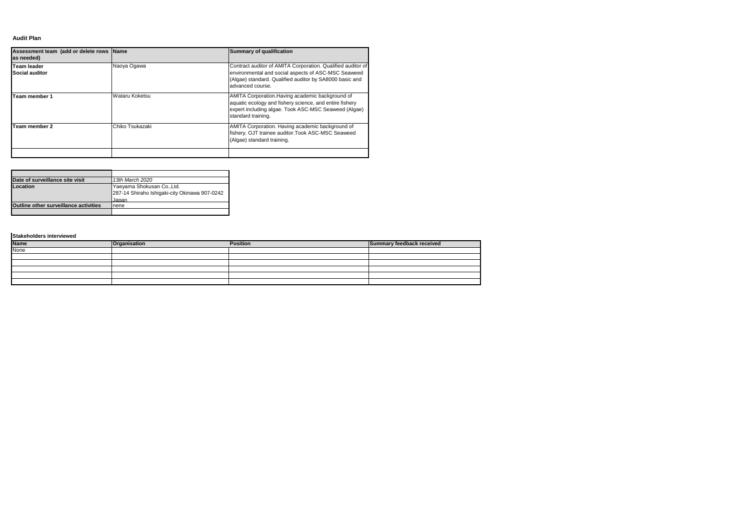**Audit Plan**

| Assessment team (add or delete rows as needed) | Name | Summary of qualification |
|---|---|---|
| **Team leader**<br>**Social auditor** | Naoya Ogawa | Contract auditor of AMITA Corporation. Qualified auditor of environmental and social aspects of ASC-MSC Seaweed (Algae) standard. Qualified auditor by SA8000 basic and advanced course. |
| **Team member 1** | Wataru Koketsu | AMITA Corporation.Having academic background of aquatic ecology and fishery science, and entire fishery expert including algae. Took ASC-MSC Seaweed (Algae) standard training. |
| **Team member 2** | Chiko Tsukazaki | AMITA Corporation. Having academic background of fishery. OJT trainee auditor.Took ASC-MSC Seaweed (Algae) standard training. |
| | | |

| | |
|---|---|
| **Date of surveillance site visit** | *13th March 2020* |
| **Location** | Yaeyama Shokusan Co.,Ltd.<br>287-14 Shiraho Ishigaki-city Okinawa 907-0242 Japan |
| **Outline other surveillance activities** | nene |
| | |

**Stakeholders interviewed**

| Name | Organisation | Position | Summary feedback received |
|---|---|---|---|
| None | | | |
| | | | |
| | | | |
| | | | |
| | | | |
| | | | |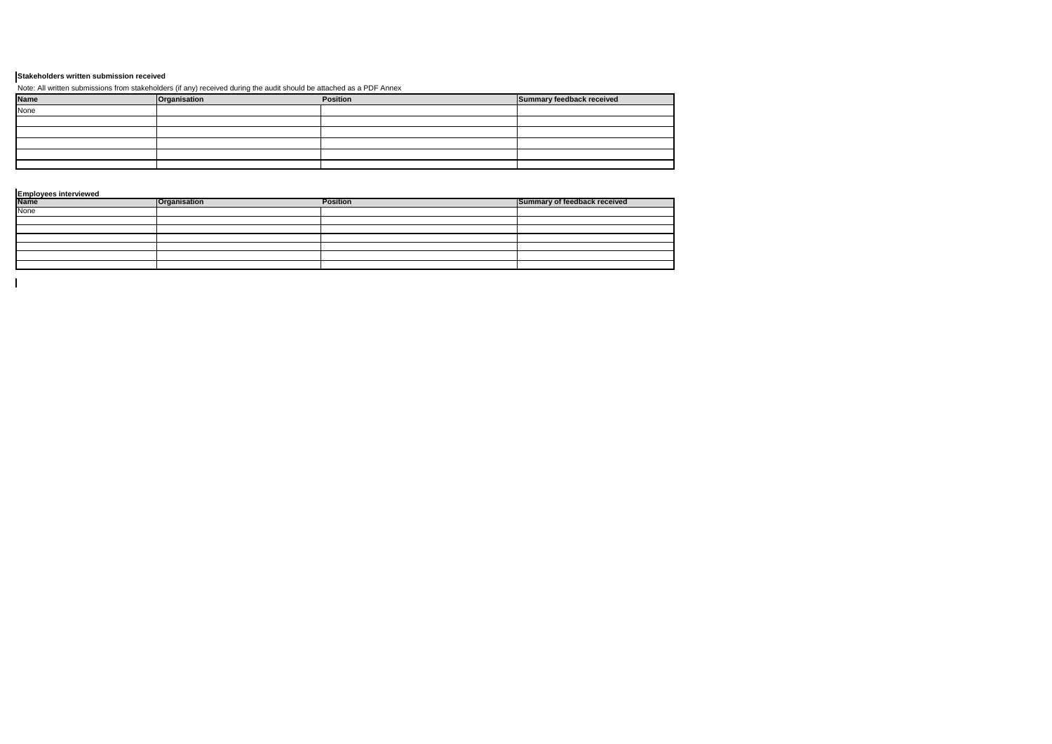**Stakeholders written submission received**

Note: All written submissions from stakeholders (if any) received during the audit should be attached as a PDF Annex

| Name | Organisation | Position | Summary feedback received |
|---|---|---|---|
| None | | | |
| | | | |
| | | | |
| | | | |
| | | | |
| | | | |

**Employees interviewed**

| Name | Organisation | Position | Summary of feedback received |
|---|---|---|---|
| None | | | |
| | | | |
| | | | |
| | | | |
| | | | |
| | | | |
| | | | |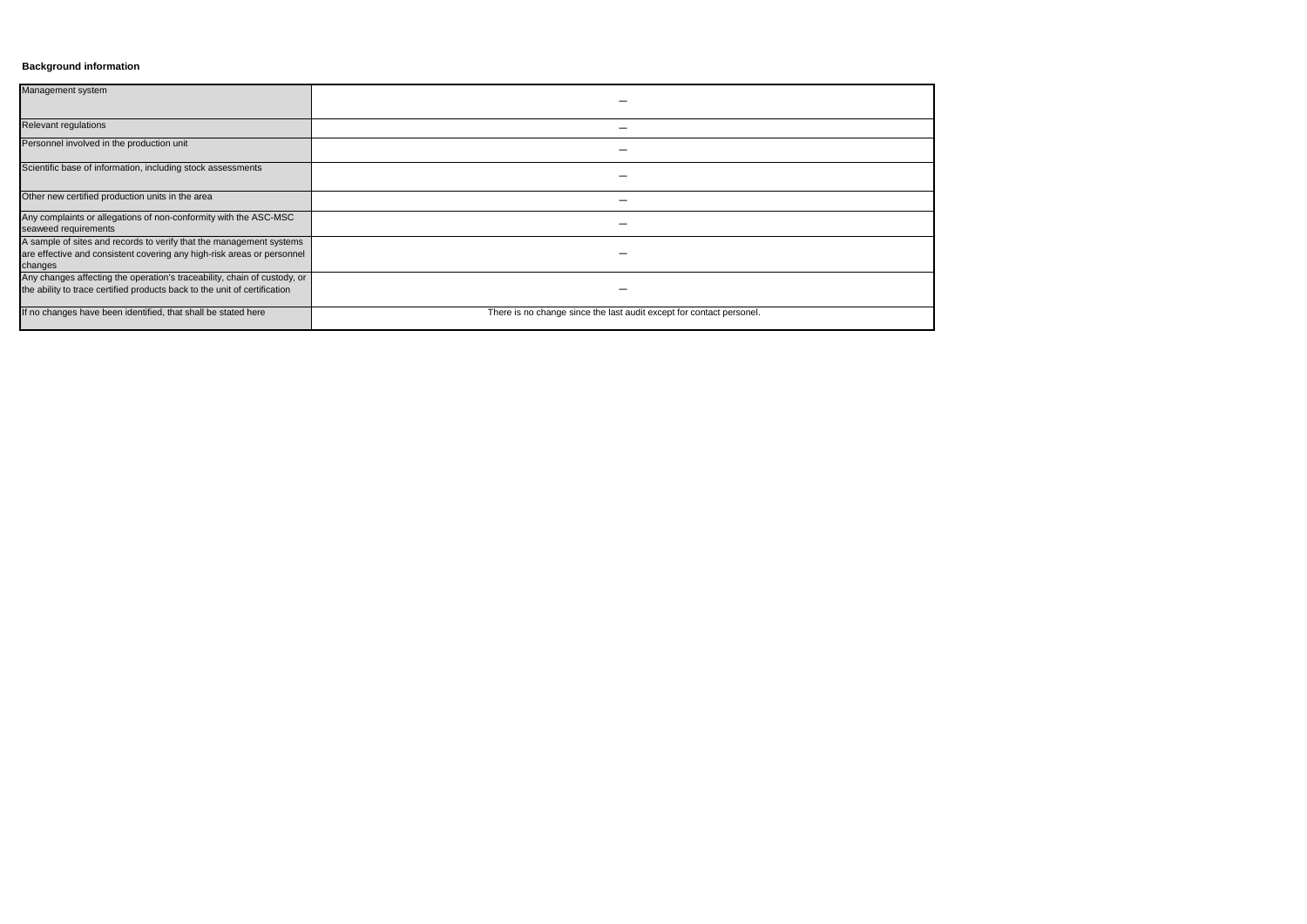**Background information**

| | |
|---|---|
| Management system | – |
| Relevant regulations | – |
| Personnel involved in the production unit | – |
| Scientific base of information, including stock assessments | – |
| Other new certified production units in the area | – |
| Any complaints or allegations of non-conformity with the ASC-MSC seaweed requirements | – |
| A sample of sites and records to verify that the management systems are effective and consistent covering any high-risk areas or personnel changes | – |
| Any changes affecting the operation's traceability, chain of custody, or the ability to trace certified products back to the unit of certification | – |
| If no changes have been identified, that shall be stated here | There is no change since the last audit except for contact personel. |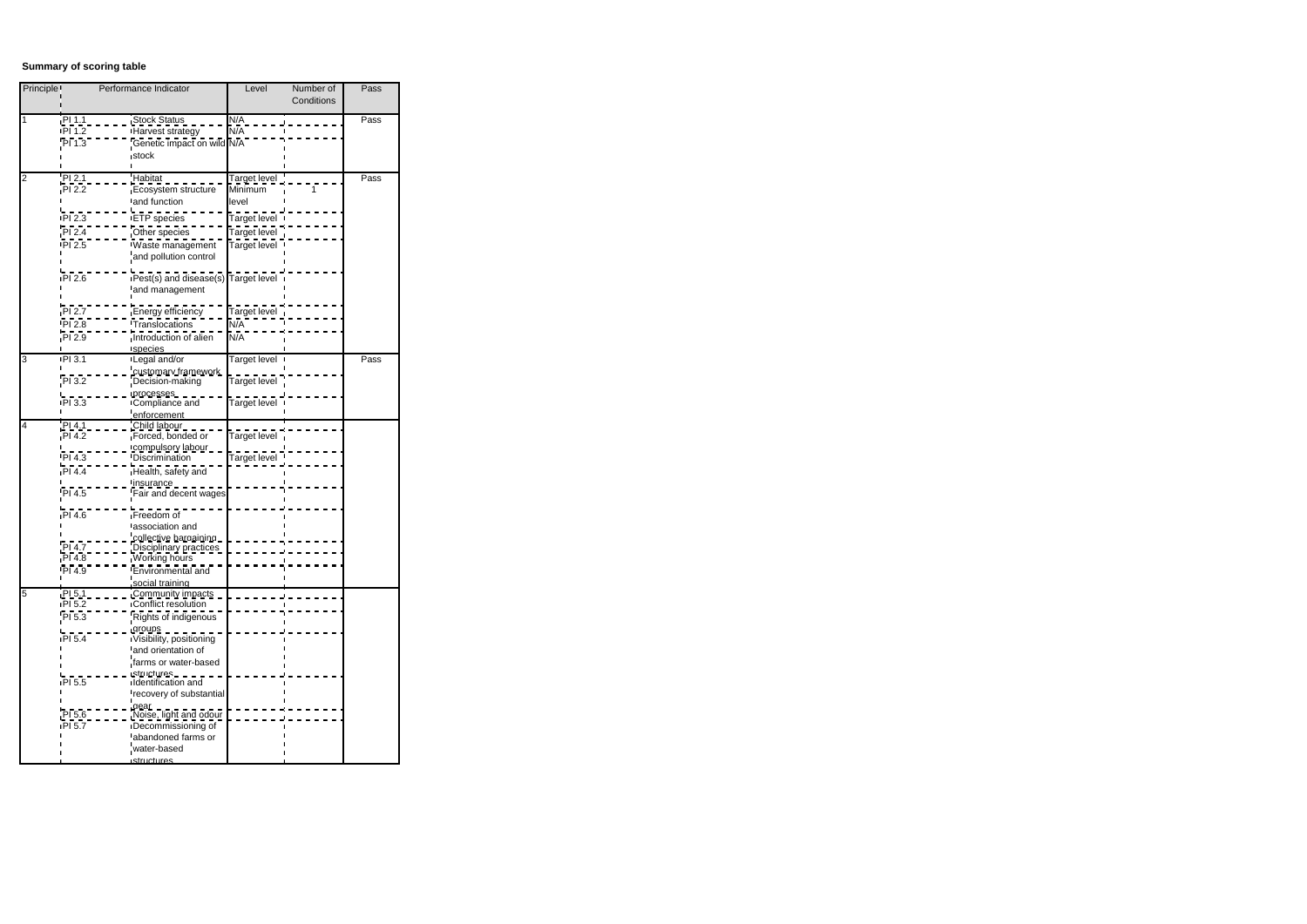**Summary of scoring table**

| Principle | Performance Indicator | | Level | Number of Conditions | Pass |
|---|---|---|---|---|---|
| 1 | PI 1.1 | Stock Status | N/A | | Pass |
| | PI 1.2 | Harvest strategy | N/A | | |
| | PI 1.3 | Genetic impact on wild stock | N/A | | |
| 2 | PI 2.1 | Habitat | Target level | | Pass |
| | PI 2.2 | Ecosystem structure and function | Minimum level | 1 | |
| | PI 2.3 | ETP species | Target level | | |
| | PI 2.4 | Other species | Target level | | |
| | PI 2.5 | Waste management and pollution control | Target level | | |
| | PI 2.6 | Pest(s) and disease(s) and management | Target level | | |
| | PI 2.7 | Energy efficiency | Target level | | |
| | PI 2.8 | Translocations | N/A | | |
| | PI 2.9 | Introduction of alien species | N/A | | |
| 3 | PI 3.1 | Legal and/or customary framework | Target level | | Pass |
| | PI 3.2 | Decision-making processes | Target level | | |
| | PI 3.3 | Compliance and enforcement | Target level | | |
| 4 | PI 4.1 | Child labour | | | |
| | PI 4.2 | Forced, bonded or compulsory labour | Target level | | |
| | PI 4.3 | Discrimination | Target level | | |
| | PI 4.4 | Health, safety and insurance | | | |
| | PI 4.5 | Fair and decent wages | | | |
| | PI 4.6 | Freedom of association and collective bargaining | | | |
| | PI 4.7 | Disciplinary practices | | | |
| | PI 4.8 | Working hours | | | |
| | PI 4.9 | Environmental and social training | | | |
| 5 | PI 5.1 | Community impacts | | | |
| | PI 5.2 | Conflict resolution | | | |
| | PI 5.3 | Rights of indigenous groups | | | |
| | PI 5.4 | Visibility, positioning and orientation of farms or water-based structures | | | |
| | PI 5.5 | Identification and recovery of substantial gear | | | |
| | PI 5.6 | Noise, light and odour | | | |
| | PI 5.7 | Decommissioning of abandoned farms or water-based structures | | | |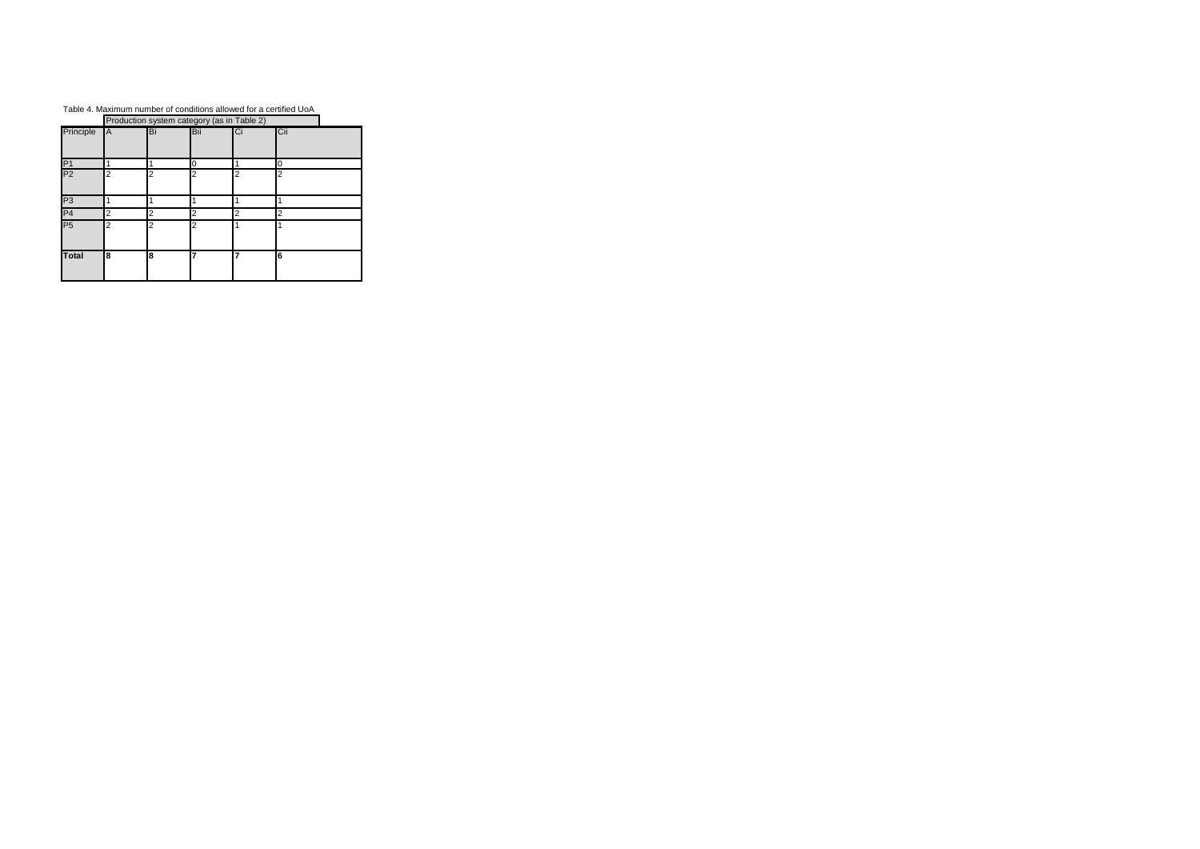Table 4. Maximum number of conditions allowed for a certified UoA

| | Production system category (as in Table 2) | | | | |
|---|---|---|---|---|---|
| **Principle** | **A** | **Bi** | **Bii** | **Ci** | **Cii** |
| P1 | 1 | 1 | 0 | 1 | 0 |
| P2 | 2 | 2 | 2 | 2 | 2 |
| P3 | 1 | 1 | 1 | 1 | 1 |
| P4 | 2 | 2 | 2 | 2 | 2 |
| P5 | 2 | 2 | 2 | 1 | 1 |
| **Total** | **8** | **8** | **7** | **7** | **6** |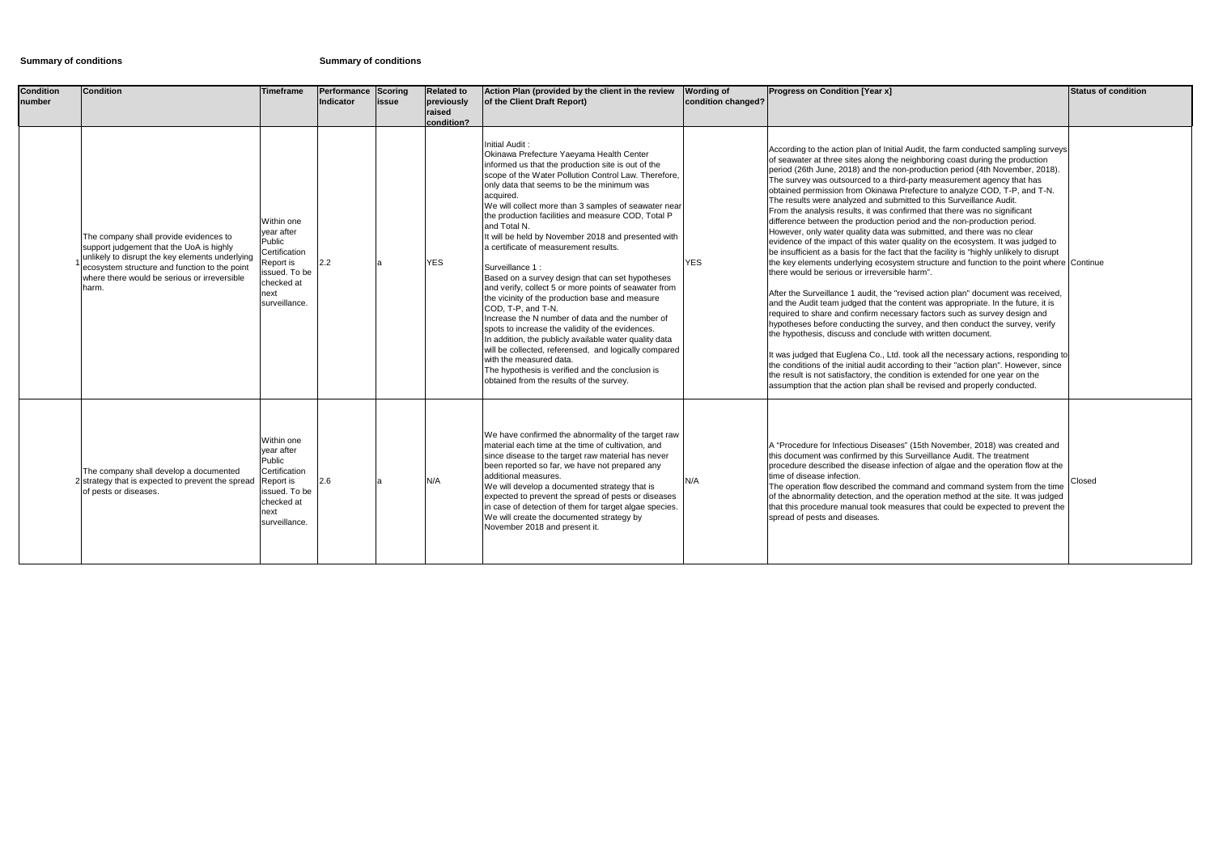**Summary of conditions** **Summary of conditions**

| Condition number | Condition | Timeframe | Performance Indicator | Scoring issue | Related to previously raised condition? | Action Plan (provided by the client in the review of the Client Draft Report) | Wording of condition changed? | Progress on Condition [Year x] | Status of condition |
|---|---|---|---|---|---|---|---|---|---|
| 1 | The company shall provide evidences to support judgement that the UoA is highly unlikely to disrupt the key elements underlying ecosystem structure and function to the point where there would be serious or irreversible harm. | Within one year after Public Certification Report is issued. To be checked at next surveillance. | 2.2 | a | YES | Initial Audit :<br>Okinawa Prefecture Yaeyama Health Center informed us that the production site is out of the scope of the Water Pollution Control Law. Therefore, only data that seems to be the minimum was acquired.<br>We will collect more than 3 samples of seawater near the production facilities and measure COD, Total P and Total N.<br>It will be held by November 2018 and presented with a certificate of measurement results.<br><br>Surveillance 1 :<br>Based on a survey design that can set hypotheses and verify, collect 5 or more points of seawater from the vicinity of the production base and measure COD, T-P, and T-N.<br>Increase the N number of data and the number of spots to increase the validity of the evidences.<br>In addition, the publicly available water quality data will be collected, referensed, and logically compared with the measured data.<br>The hypothesis is verified and the conclusion is obtained from the results of the survey. | YES | According to the action plan of Initial Audit, the farm conducted sampling surveys of seawater at three sites along the neighboring coast during the production period (26th June, 2018) and the non-production period (4th November, 2018). The survey was outsourced to a third-party measurement agency that has obtained permission from Okinawa Prefecture to analyze COD, T-P, and T-N. The results were analyzed and submitted to this Surveillance Audit.<br>From the analysis results, it was confirmed that there was no significant difference between the production period and the non-production period. However, only water quality data was submitted, and there was no clear evidence of the impact of this water quality on the ecosystem. It was judged to be insufficient as a basis for the fact that the facility is "highly unlikely to disrupt the key elements underlying ecosystem structure and function to the point where there would be serious or irreversible harm".<br><br>After the Surveillance 1 audit, the "revised action plan" document was received, and the Audit team judged that the content was appropriate. In the future, it is required to share and confirm necessary factors such as survey design and hypotheses before conducting the survey, and then conduct the survey, verify the hypothesis, discuss and conclude with written document.<br><br>It was judged that Euglena Co., Ltd. took all the necessary actions, responding to the conditions of the initial audit according to their "action plan". However, since the result is not satisfactory, the condition is extended for one year on the assumption that the action plan shall be revised and properly conducted. | Continue |
| 2 | The company shall develop a documented strategy that is expected to prevent the spread of pests or diseases. | Within one year after Public Certification Report is issued. To be checked at next surveillance. | 2.6 | a | N/A | We have confirmed the abnormality of the target raw material each time at the time of cultivation, and since disease to the target raw material has never been reported so far, we have not prepared any additional measures.<br>We will develop a documented strategy that is expected to prevent the spread of pests or diseases in case of detection of them for target algae species.<br>We will create the documented strategy by November 2018 and present it. | N/A | A "Procedure for Infectious Diseases" (15th November, 2018) was created and this document was confirmed by this Surveillance Audit. The treatment procedure described the disease infection of algae and the operation flow at the time of disease infection.<br>The operation flow described the command and command system from the time of the abnormality detection, and the operation method at the site. It was judged that this procedure manual took measures that could be expected to prevent the spread of pests and diseases. | Closed |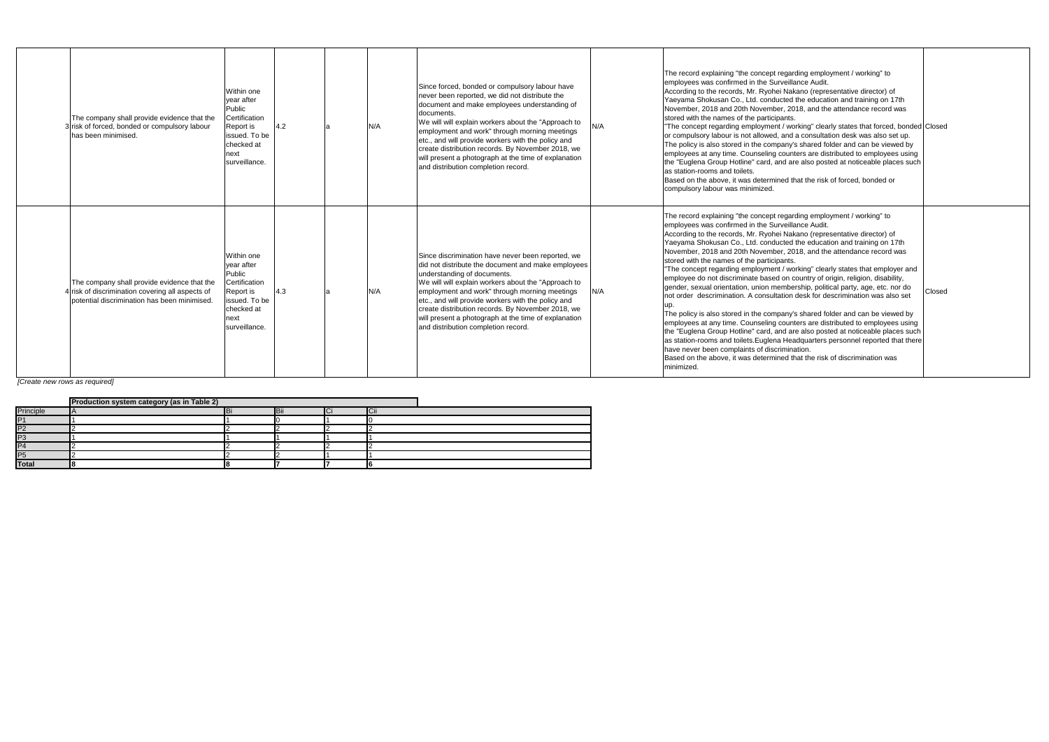| | | | | | | | | | |
|---|---|---|---|---|---|---|---|---|---|
| 3 | The company shall provide evidence that the risk of forced, bonded or compulsory labour has been minimised. | Within one year after Public Certification Report is issued. To be checked at next surveillance. | 4.2 | | a | N/A | Since forced, bonded or compulsory labour have never been reported, we did not distribute the document and make employees understanding of documents.<br>We will will explain workers about the "Approach to employment and work" through morning meetings etc., and will provide workers with the policy and create distribution records. By November 2018, we will present a photograph at the time of explanation and distribution completion record. | N/A | The record explaining "the concept regarding employment / working" to employees was confirmed in the Surveillance Audit.<br>According to the records, Mr. Ryohei Nakano (representative director) of Yaeyama Shokusan Co., Ltd. conducted the education and training on 17th November, 2018 and 20th November, 2018, and the attendance record was stored with the names of the participants.<br>"The concept regarding employment / working" clearly states that forced, bonded or compulsory labour is not allowed, and a consultation desk was also set up.<br>The policy is also stored in the company's shared folder and can be viewed by employees at any time. Counseling counters are distributed to employees using the "Euglena Group Hotline" card, and are also posted at noticeable places such as station-rooms and toilets.<br>Based on the above, it was determined that the risk of forced, bonded or compulsory labour was minimized. | Closed |
| 4 | The company shall provide evidence that the risk of discrimination covering all aspects of potential discrimination has been minimised. | Within one year after Public Certification Report is issued. To be checked at next surveillance. | 4.3 | | a | N/A | Since discrimination have never been reported, we did not distribute the document and make employees understanding of documents.<br>We will will explain workers about the "Approach to employment and work" through morning meetings etc., and will provide workers with the policy and create distribution records. By November 2018, we will present a photograph at the time of explanation and distribution completion record. | N/A | The record explaining "the concept regarding employment / working" to employees was confirmed in the Surveillance Audit.<br>According to the records, Mr. Ryohei Nakano (representative director) of Yaeyama Shokusan Co., Ltd. conducted the education and training on 17th November, 2018 and 20th November, 2018, and the attendance record was stored with the names of the participants.<br>"The concept regarding employment / working" clearly states that employer and employee do not discriminate based on country of origin, religion, disability, gender, sexual orientation, union membership, political party, age, etc. nor do not order descrimination. A consultation desk for descrimination was also set up.<br>The policy is also stored in the company's shared folder and can be viewed by employees at any time. Counseling counters are distributed to employees using the "Euglena Group Hotline" card, and are also posted at noticeable places such as station-rooms and toilets.Euglena Headquarters personnel reported that there have never been complaints of discrimination.<br>Based on the above, it was determined that the risk of discrimination was minimized. | Closed |

*[Create new rows as required]*

| Principle | Production system category (as in Table 2) A | Bi | Bii | Ci | Cii |
|---|---|---|---|---|---|
| P1 | 1 | 1 | 0 | 1 | 0 |
| P2 | 2 | 2 | 2 | 2 | 2 |
| P3 | 1 | 1 | 1 | 1 | 1 |
| P4 | 2 | 2 | 2 | 2 | 2 |
| P5 | 2 | 2 | 2 | 1 | 1 |
| **Total** | **8** | **8** | **7** | **7** | **6** |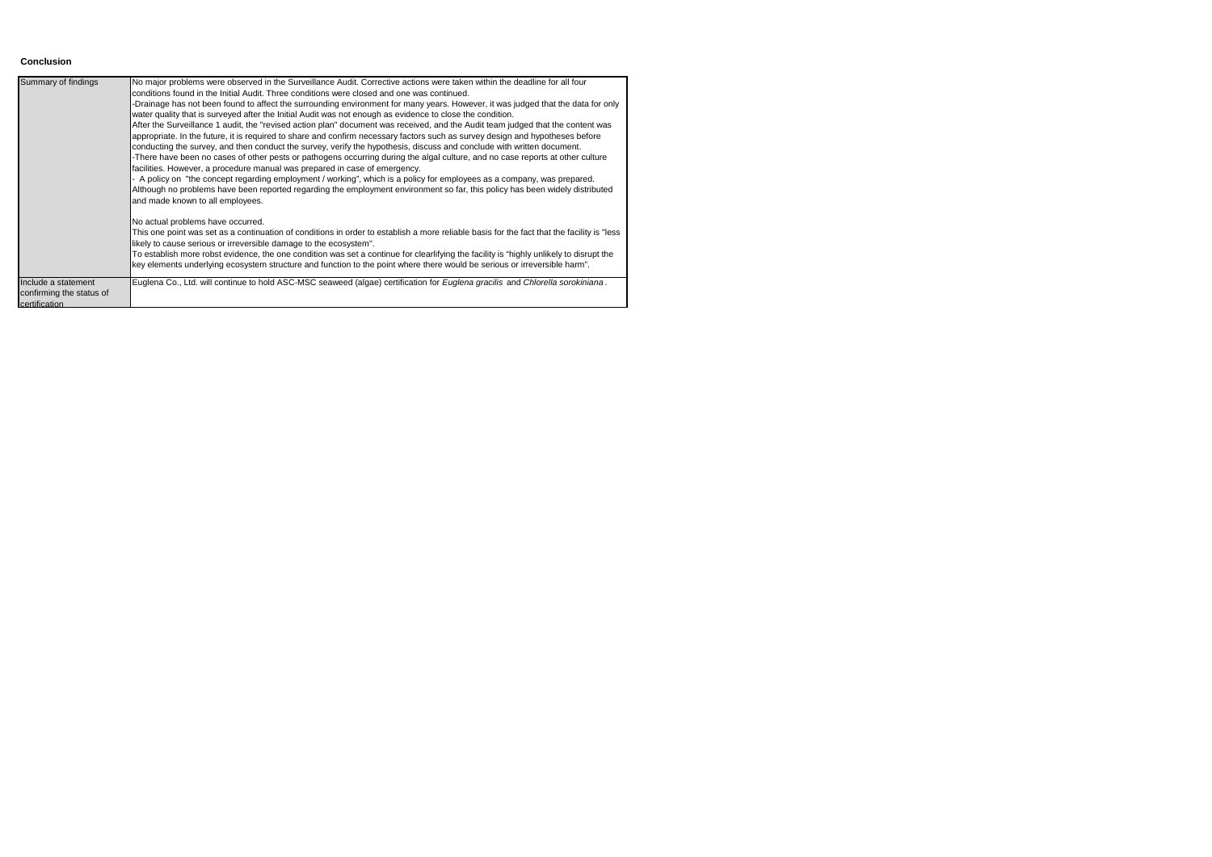**Conclusion**

| Summary of findings | No major problems were observed in the Surveillance Audit. Corrective actions were taken within the deadline for all four conditions found in the Initial Audit. Three conditions were closed and one was continued.<br>-Drainage has not been found to affect the surrounding environment for many years. However, it was judged that the data for only water quality that is surveyed after the Initial Audit was not enough as evidence to close the condition.<br>After the Surveillance 1 audit, the "revised action plan" document was received, and the Audit team judged that the content was appropriate. In the future, it is required to share and confirm necessary factors such as survey design and hypotheses before conducting the survey, and then conduct the survey, verify the hypothesis, discuss and conclude with written document.<br>-There have been no cases of other pests or pathogens occurring during the algal culture, and no case reports at other culture facilities. However, a procedure manual was prepared in case of emergency.<br>- A policy on "the concept regarding employment / working", which is a policy for employees as a company, was prepared. Although no problems have been reported regarding the employment environment so far, this policy has been widely distributed and made known to all employees.<br><br>No actual problems have occurred.<br>This one point was set as a continuation of conditions in order to establish a more reliable basis for the fact that the facility is "less likely to cause serious or irreversible damage to the ecosystem".<br>To establish more robst evidence, the one condition was set a continue for clearlifying the facility is "highly unlikely to disrupt the key elements underlying ecosystem structure and function to the point where there would be serious or irreversible harm". |
|---|---|
| Include a statement confirming the status of certification | Euglena Co., Ltd. will continue to hold ASC-MSC seaweed (algae) certification for *Euglena gracilis* and *Chlorella sorokiniana* . |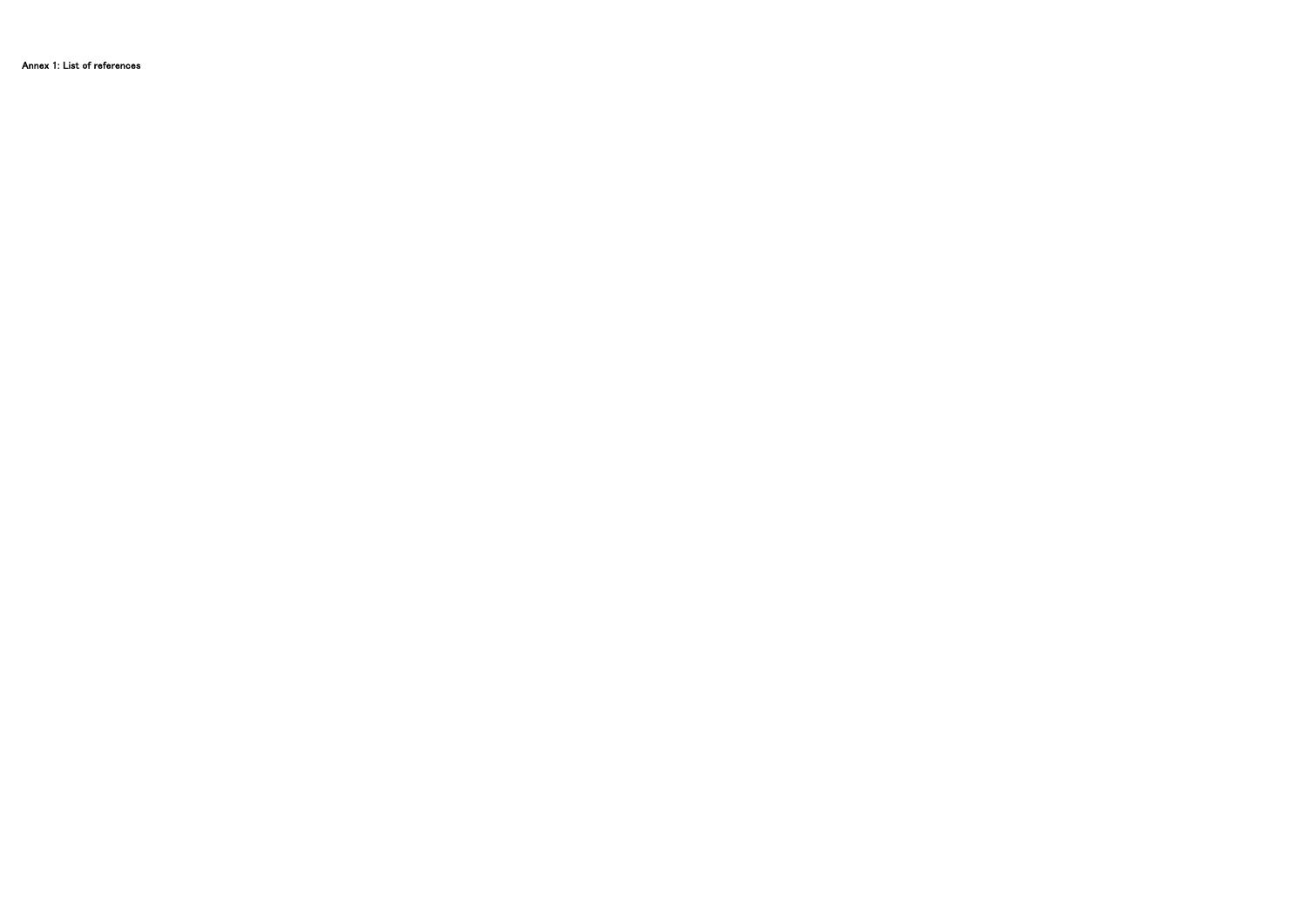Annex 1: List of references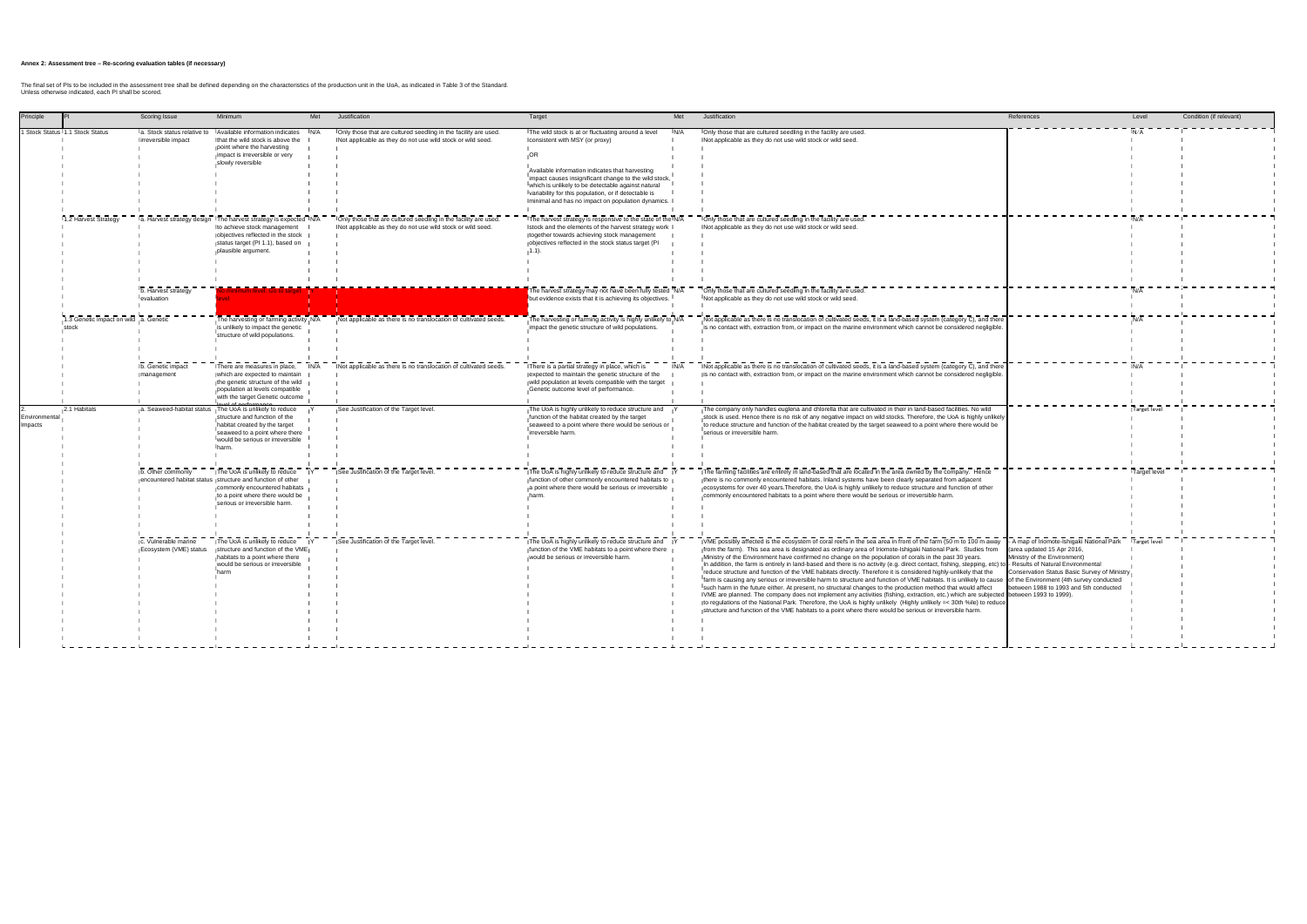**Annex 2: Assessment tree – Re-scoring evaluation tables (if necessary)**

The final set of PIs to be included in the assessment tree shall be defined depending on the characteristics of the production unit in the UoA, as indicated in Table 3 of the Standard.
Unless otherwise indicated, each PI shall be scored.

| Principle | PI | Scoring Issue | Minimum | Met | Justification | Target | Met | Justification | References | Level | Condition (if relevant) |
|---|---|---|---|---|---|---|---|---|---|---|---|
| 1 Stock Status | 1.1 Stock Status | a. Stock status relative to irreversible impact | Available information indicates that the wild stock is above the point where the harvesting impact is irreversible or very slowly reversible | N/A | Only those that are cultured seedling in the facility are used. Not applicable as they do not use wild stock or wild seed. | The wild stock is at or fluctuating around a level consistent with MSY (or proxy)<br><br>OR<br><br>Available information indicates that harvesting impact causes insignificant change to the wild stock, which is unlikely to be detectable against natural variability for this population, or if detectable is minimal and has no impact on population dynamics. | N/A | Only those that are cultured seedling in the facility are used. Not applicable as they do not use wild stock or wild seed. | | N/A | |
| | 1.2 Harvest Strategy | a. Harvest strategy design | The harvest strategy is expected to achieve stock management objectives reflected in the stock status target (PI 1.1), based on plausible argument. | N/A | Only those that are cultured seedling in the facility are used. Not applicable as they do not use wild stock or wild seed. | The harvest strategy is responsive to the state of the stock and the elements of the harvest strategy work together towards achieving stock management objectives reflected in the stock status target (PI 1.1). | N/A | Only those that are cultured seedling in the facility are used. Not applicable as they do not use wild stock or wild seed. | | N/A | |
| | | b. Harvest strategy evaluation | No minimum – go to target level | | | The harvest strategy may not have been fully tested but evidence exists that it is achieving its objectives. | N/A | Only those that are cultured seedling in the facility are used. Not applicable as they do not use wild stock or wild seed. | | N/A | |
| | 1.3 Genetic impact on wild stock | a. Genetic | The harvesting or farming activity is unlikely to impact the genetic structure of wild populations. | N/A | Not applicable as there is no translocation of cultivated seeds. | The harvesting or farming activity is highly unlikely to impact the genetic structure of wild populations. | N/A | Not applicable as there is no translocation of cultivated seeds, it is a land-based system (category C), and there is no contact with, extraction from, or impact on the marine environment which cannot be considered negligible. | | N/A | |
| | | b. Genetic impact management | There are measures in place, which are expected to maintain the genetic structure of the wild population at levels compatible with the target Genetic outcome level of performance. | N/A | Not applicable as there is no translocation of cultivated seeds. | There is a partial strategy in place, which is expected to maintain the genetic structure of the wild population at levels compatible with the target Genetic outcome level of performance. | N/A | Not applicable as there is no translocation of cultivated seeds, it is a land-based system (category C), and there is no contact with, extraction from, or impact on the marine environment which cannot be considered negligible. | | N/A | |
| 2. Environmental Impacts | 2.1 Habitats | a. Seaweed-habitat status | The UoA is unlikely to reduce structure and function of the habitat created by the target seaweed to a point where there would be serious or irreversible harm. | Y | See Justification of the Target level. | The UoA is highly unlikely to reduce structure and function of the habitat created by the target seaweed to a point where there would be serious or irreversible harm. | Y | The company only handles euglena and chlorella that are cultivated in their in land-based facilities. No wild stock is used. Hence there is no risk of any negative impact on wild stocks. Therefore, the UoA is highly unlikely to reduce structure and function of the habitat created by the target seaweed to a point where there would be serious or irreversible harm. | | Target level | |
| | | b. Other commonly encountered habitat status | The UoA is unlikely to reduce structure and function of other commonly encountered habitats to a point where there would be serious or irreversible harm. | Y | See Justification of the Target level. | The UoA is highly unlikely to reduce structure and function of other commonly encountered habitats to a point where there would be serious or irreversible harm. | Y | The farming facilities are entirely in land-based and are located in the area owned by the company. Hence there is no commonly encountered habitats. Inland systems have been clearly separated from adjacent ecosystems for over 40 years.Therefore, the UoA is highly unlikely to reduce structure and function of other commonly encountered habitats to a point where there would be serious or irreversible harm. | | Target level | |
| | | c. Vulnerable marine Ecosystem (VME) status | The UoA is unlikely to reduce structure and function of the VME habitats to a point where there would be serious or irreversible harm | Y | See Justification of the Target level. | The UoA is highly unlikely to reduce structure and function of the VME habitats to a point where there would be serious or irreversible harm. | Y | VME possibly affected is the ecosystem of coral reefs in the sea area in front of the farm (50 m to 100 m away from the farm). This sea area is designated as ordinary area of Iriomote-Ishigaki National Park. Studies from Ministry of the Environment have confirmed no change on the population of corals in the past 30 years.<br>In addition, the farm is entirely in land-based and there is no activity (e.g. direct contact, fishing, stepping, etc) to reduce structure and function of the VME habitats directly. Therefore it is considered highly-unlikely that the farm is causing any serious or irreversible harm to structure and function of VME habitats. It is unlikely to cause such harm in the future either. At present, no structural changes to the production method that would affect VME are planned. The company does not implement any activities (fishing, extraction, etc.) which are subjected to regulations of the National Park. Therefore, the UoA is highly unlikely (Highly unlikely =< 30th %ile) to reduce structure and function of the VME habitats to a point where there would be serious or irreversible harm. | - A map of Iriomote-Ishigaki National Park (area updated 15 Apr 2016, Ministry of the Environment)<br>- Results of Natural Environmental Conservation Status Basic Survey of Ministry of the Environment (4th survey conducted between 1988 to 1993 and 5th conducted between 1993 to 1999). | Target level | |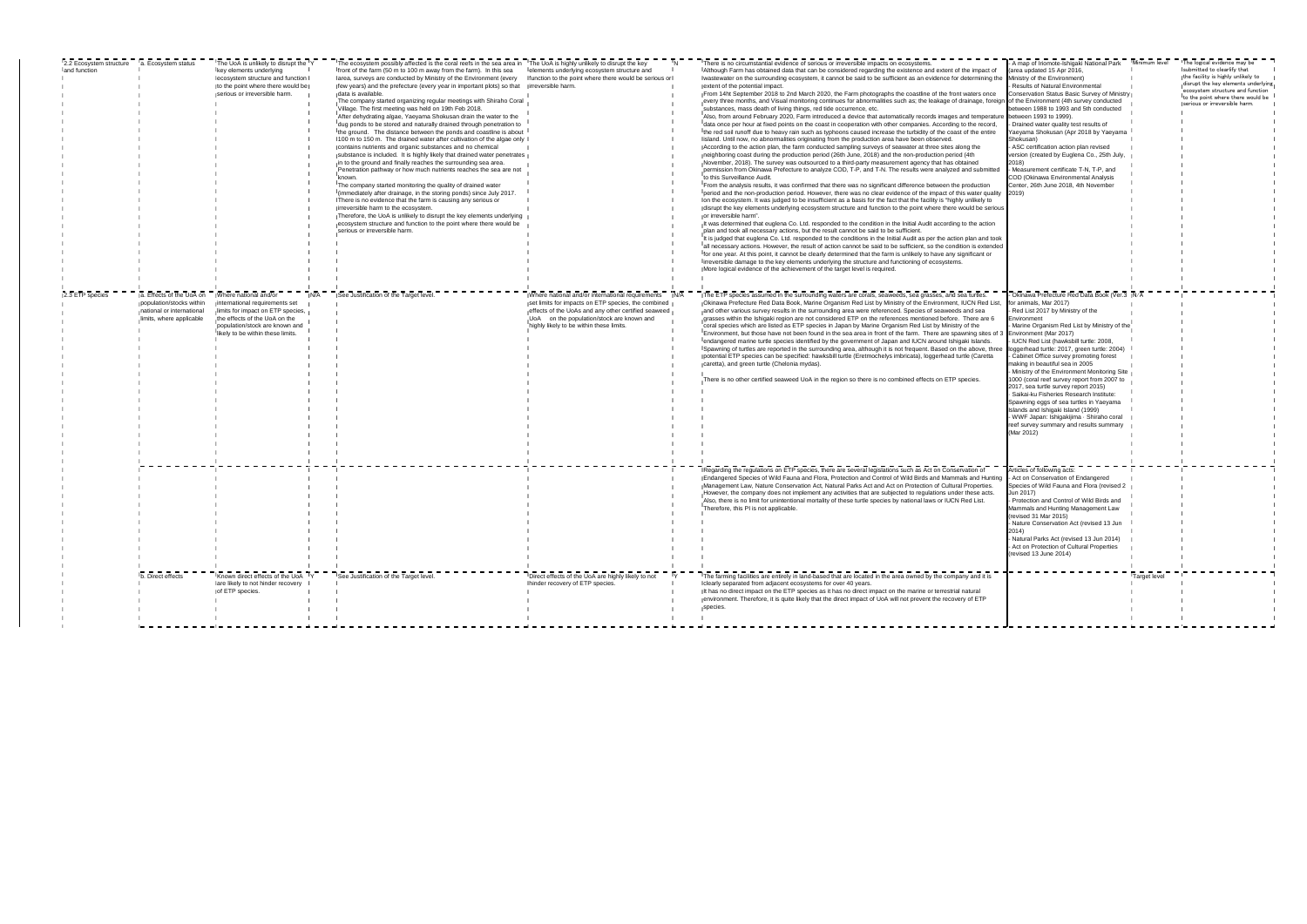| | | | | | | | | | | |
|---|---|---|---|---|---|---|---|---|---|---|
| 2.2 Ecosystem structure and function | a. Ecosystem status | The UoA is unlikely to disrupt the key elements underlying ecosystem structure and function to the point where there would be serious or irreversible harm. | Y | The ecosystem possibly affected is the coral reefs in the sea area in front of the farm (50 m to 100 m away from the farm). In this sea area, surveys are conducted by Ministry of the Environment (every few years) and the prefecture (every year in important plots) so that data is available.<br>The company started organizing regular meetings with Shiraho Coral Village. The first meeting was held on 19th Feb 2018.<br>After dehydrating algae, Yaeyama Shokusan drain the water to the dug ponds to be stored and naturally drained through penetration to the ground. The distance between the ponds and coastline is about 100 m to 150 m. The drained water after cultivation of the algae only contains nutrients and organic substances and no chemical substance is included. It is highly likely that drained water penetrates in to the ground and finally reaches the surrounding sea area. Penetration pathway or how much nutrients reaches the sea are not known.<br>The company started monitoring the quality of drained water (immediately after drainage, in the storing ponds) since July 2017. There is no evidence that the farm is causing any serious or irreversible harm to the ecosystem.<br>Therefore, the UoA is unlikely to disrupt the key elements underlying ecosystem structure and function to the point where there would be serious or irreversible harm. | The UoA is highly unlikely to disrupt the key elements underlying ecosystem structure and function to the point where there would be serious or irreversible harm. | N | There is no circumstantial evidence of serious or irreversible impacts on ecosystems.<br>Although Farm has obtained data that can be considered regarding the existence and extent of the impact of wastewater on the surrounding ecosystem, it cannot be said to be sufficient as an evidence for determining the extent of the potential impact.<br>From 14th September 2018 to 2nd March 2020, the Farm photographs the coastline of the front waters once every three months, and Visual monitoring continues for abnormalities such as; the leakage of drainage, foreign substances, mass death of living things, red tide occurrence, etc.<br>Also, from around February 2020, Farm introduced a device that automatically records images and temperature data once per hour at fixed points on the coast in cooperation with other companies. According to the record, the red soil runoff due to heavy rain such as typhoons caused increase the turbidity of the coast of the entire island. Until now, no abnormalities originating from the production area have been observed.<br>According to the action plan, the farm conducted sampling surveys of seawater at three sites along the neighboring coast during the production period (26th June, 2018) and the non-production period (4th November, 2018). The survey was outsourced to a third-party measurement agency that has obtained permission from Okinawa Prefecture to analyze COD, T-P, and T-N. The results were analyzed and submitted to this Surveillance Audit.<br>From the analysis results, it was confirmed that there was no significant difference between the production period and the non-production period. However, there was no clear evidence of the impact of this water quality on the ecosystem. It was judged to be insufficient as a basis for the fact that the facility is "highly unlikely to disrupt the key elements underlying ecosystem structure and function to the point where there would be serious or irreversible harm".<br>It was determined that euglena Co. Ltd. responded to the condition in the Initial Audit according to the action plan and took all necessary actions, but the result cannot be said to be sufficient.<br>It is judged that euglena Co. Ltd. responded to the conditions in the Initial Audit as per the action plan and took all necessary actions. However, the result of action cannot be said to be sufficient, so the condition is extended for one year. At this point, it cannot be clearly determined that the farm is unlikely to have any significant or irreversible damage to the key elements underlying the structure and functioning of ecosystems.<br>More logical evidence of the achievement of the target level is required. | - A map of Iriomote-Ishigaki National Park (area updated 15 Apr 2016, Ministry of the Environment)<br>- Results of Natural Environmental Conservation Status Basic Survey of Ministry of the Environment (4th survey conducted between 1988 to 1993 and 5th conducted between 1993 to 1999).<br>- Drained water quality test results of Yaeyama Shokusan (Apr 2018 by Yaeyama Shokusan)<br>- ASC certification action plan revised version (created by Euglena Co., 25th July, 2018)<br>- Measurement certificate T-N, T-P, and COD (Okinawa Environmental Analysis Center, 26th June 2018, 4th November 2019) | Minimum level | The logical evidence may be submitted to clearlify that the facility is highly unlikely to disrupt the key elements underlying ecosystem structure and function to the point where there would be serious or irreversible harm. |
| 2.3 ETP species | a. Effects of the UoA on population/stocks within national or international limits, where applicable | Where national and/or international requirements set limits for impact on ETP species, the effects of the UoA on the population/stock are known and likely to be within these limits. | N/A | See Justification of the Target level. | Where national and/or international requirements set limits for impacts on ETP species, the combined effects of the UoAs and any other certified seaweed UoA on the population/stock are known and highly likely to be within these limits. | N/A | The ETP species assumed in the surrounding waters are corals, seaweeds, sea grasses, and sea turtles. Okinawa Prefecture Red Data Book, Marine Organism Red List by Ministry of the Environment, IUCN Red List, and other various survey results in the surrounding area were referenced. Species of seaweeds and sea grasses within the Ishigaki region are not considered ETP on the references mentioned before. There are 6 coral species which are listed as ETP species in Japan by Marine Organism Red List by Ministry of the Environment, but those have not been found in the sea area in front of the farm. There are spawning sites of 3 endangered marine turtle species identified by the government of Japan and IUCN around Ishigaki Islands. Spawning of turtles are reported in the surrounding area, although it is not frequent. Based on the above, three potential ETP species can be specified: hawksbill turtle (Eretmochelys imbricata), loggerhead turtle (Caretta caretta), and green turtle (Chelonia mydas).<br><br>There is no other certified seaweed UoA in the region so there is no combined effects on ETP species. | - Okinawa Prefecture Red Data Book (Ver.3 for animals, Mar 2017)<br>- Red List 2017 by Ministry of the Environment<br>- Marine Organism Red List by Ministry of the Environment (Mar 2017)<br>- IUCN Red List (hawksbill turtle: 2008, loggerhead turtle: 2017, green turtle: 2004)<br>- Cabinet Office survey promoting forest making in beautiful sea in 2005<br>- Ministry of the Environment Monitoring Site 1000 (coral reef survey report from 2007 to 2017, sea turtle survey report 2015)<br>- Saikai-ku Fisheries Research Institute: Spawning eggs of sea turtles in Yaeyama Islands and Ishigaki Island (1999)<br>- WWF Japan: Ishigakijima・Shiraho coral reef survey summary and results summary (Mar 2012) | N/A | |
| | | | | | | | Regarding the regulations on ETP species, there are several legislations such as Act on Conservation of Endangered Species of Wild Fauna and Flora, Protection and Control of Wild Birds and Mammals and Hunting Management Law, Nature Conservation Act, Natural Parks Act and Act on Protection of Cultural Properties. However, the company does not implement any activities that are subjected to regulations under these acts. Also, there is no limit for unintentional mortality of these turtle species by national laws or IUCN Red List. Therefore, this PI is not applicable. | Articles of following acts:<br>- Act on Conservation of Endangered Species of Wild Fauna and Flora (revised 2 Jun 2017)<br>- Protection and Control of Wild Birds and Mammals and Hunting Management Law (revised 31 Mar 2015)<br>- Nature Conservation Act (revised 13 Jun 2014)<br>- Natural Parks Act (revised 13 Jun 2014)<br>- Act on Protection of Cultural Properties (revised 13 June 2014) | | |
| | b. Direct effects | Known direct effects of the UoA are likely to not hinder recovery of ETP species. | Y | See Justification of the Target level. | Direct effects of the UoA are highly likely to not hinder recovery of ETP species. | Y | The farming facilities are entirely in land-based that are located in the area owned by the company and it is clearly separated from adjacent ecosystems for over 40 years.<br>It has no direct impact on the ETP species as it has no direct impact on the marine or terrestrial natural environment. Therefore, it is quite likely that the direct impact of UoA will not prevent the recovery of ETP species. | | Target level | |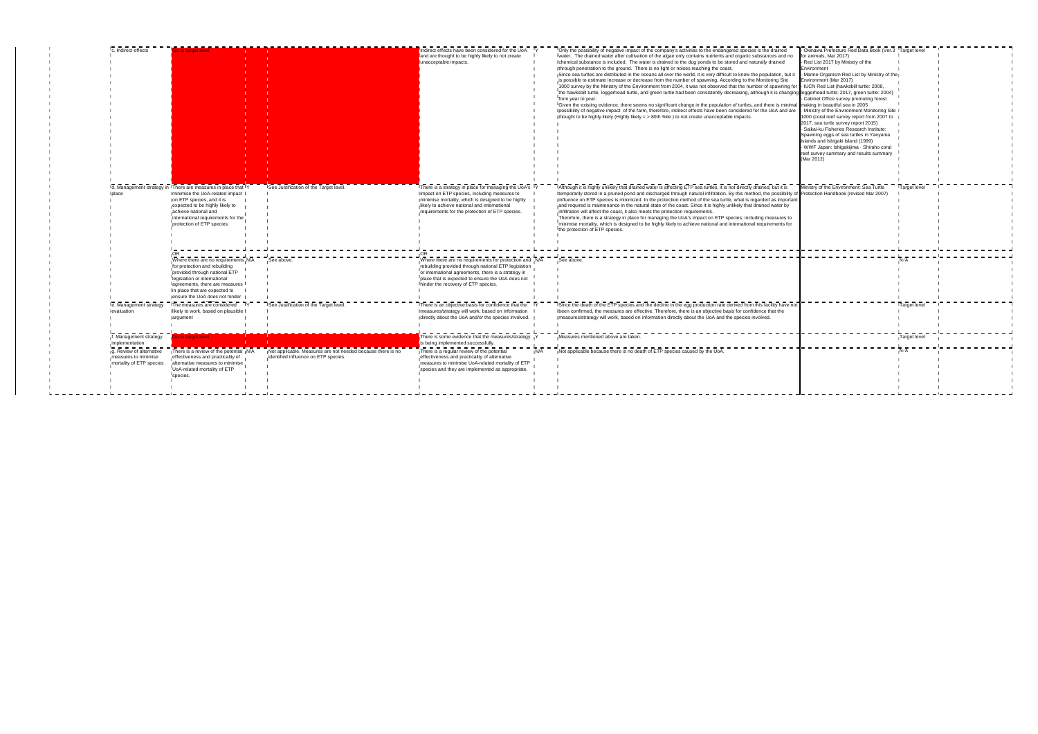| | | | | | | | | | | |
|---|---|---|---|---|---|---|---|---|---|---|
| c. Indirect effects | Go to target level | | | Indirect effects have been considered for the UoA and are thought to be highly likely to not create unacceptable impacts. | Y | Only the possibility of negative impact of the company's activities to the endangered species is the drained water. The drained water after cultivation of the algae only contains nutrients and organic substances and no chemical substance is included. The water is drained to the dug ponds to be stored and naturally drained through penetration to the ground. There is no light or noises reaching the coast.<br>Since sea turtles are distributed in the oceans all over the world, it is very difficult to know the population, but it is possible to estimate increase or decrease from the number of spawning. According to the Monitoring Site 1000 survey by the Ministry of the Environment from 2004, it was not observed that the number of spawning for the hawksbill turtle, loggerhead turtle, and green turtle had been consistently decreasing, although it is changing from year to year.<br>Given the existing evidence, there seems no significant change in the population of turtles, and there is minimal possibility of negative impact of the farm, therefore, indirect effects have been considered for the UoA and are thought to be highly likely (Highly likely = > 80th %ile ) to not create unacceptable impacts. | - Okinawa Prefecture Red Data Book (Ver.3 for animals, Mar 2017)<br>- Red List 2017 by Ministry of the Environment<br>- Marine Organism Red List by Ministry of the Environment (Mar 2017)<br>- IUCN Red List (hawksbill turtle: 2008, loggerhead turtle: 2017, green turtle: 2004)<br>- Cabinet Office survey promoting forest making in beautiful sea in 2005<br>- Ministry of the Environment Monitoring Site 1000 (coral reef survey report from 2007 to 2017, sea turtle survey report 2015)<br>- Saikai-ku Fisheries Research Institute: Spawning eggs of sea turtles in Yaeyama Islands and Ishigaki Island (1999)<br>- WWF Japan: Ishigakijima · Shiraho coral reef survey summary and results summary (Mar 2012) | Target level | |
| d. Management strategy in place | There are measures in place that minimise the UoA-related impact on ETP species, and it is expected to be highly likely to achieve national and international requirements for the protection of ETP species. | Y | See Justification of the Target level. | There is a strategy in place for managing the UoA's impact on ETP species, including measures to minimise mortality, which is designed to be highly likely to achieve national and international requirements for the protection of ETP species. | Y | Although it is highly unlikely that drained water is affecting ETP sea turtles, it is not directly drained, but it is temporarily stored in a pruned pond and discharged through natural infiltration. By this method, the possibility of influence on ETP species is minimized. In the protection method of the sea turtle, what is regarded as important and required is maintenance in the natural state of the coast. Since it is highly unlikely that drained water by infiltration will affect the coast, it also meets the protection requirements.<br>Therefore, there is a strategy in place for managing the UoA's impact on ETP species, including measures to minimise mortality, which is designed to be highly likely to achieve national and international requirements for the protection of ETP species. | Ministry of the Environment: Sea Turtle Protection Handbook (revised Mar 2007) | Target level | |
| | OR | | | OR | | | | | |
| | Where there are no requirements for protection and rebuilding provided through national ETP legislation or international agreements, there are measures in place that are expected to ensure the UoA does not hinder | N/A | See above. | Where there are no requirements for protection and rebuilding provided through national ETP legislation or international agreements, there is a strategy in place that is expected to ensure the UoA does not hinder the recovery of ETP species. | N/A | See above. | | N/A | |
| e. Management strategy evaluation | The measures are considered likely to work, based on plausible argument | Y | See Justification of the Target level. | There is an objective basis for confidence that the measures/strategy will work, based on information directly about the UoA and/or the species involved. | Y | Since the death of the ETP species and the decline in the egg production rate derived from this facility have not been confirmed, the measures are effective. Therefore, there is an objective basis for confidence that the measures/strategy will work, based on information directly about the UoA and the species involved. | | Target level | |
| f. Management strategy implementation | Go to target level | | | There is some evidence that the measures/strategy is being implemented successfully. | Y | Measures mentioned above are taken. | | Target level | |
| g. Review of alternative measures to minimise mortality of ETP species | There is a review of the potential effectiveness and practicality of alternative measures to minimise UoA-related mortality of ETP species. | N/A | Not applicable. Measures are not needed because there is no identified influence on ETP species. | There is a regular review of the potential effectiveness and practicality of alternative measures to minimise UoA-related mortality of ETP species and they are implemented as appropriate. | N/A | Not applicable because there is no death of ETP species caused by the UoA. | | N/A | |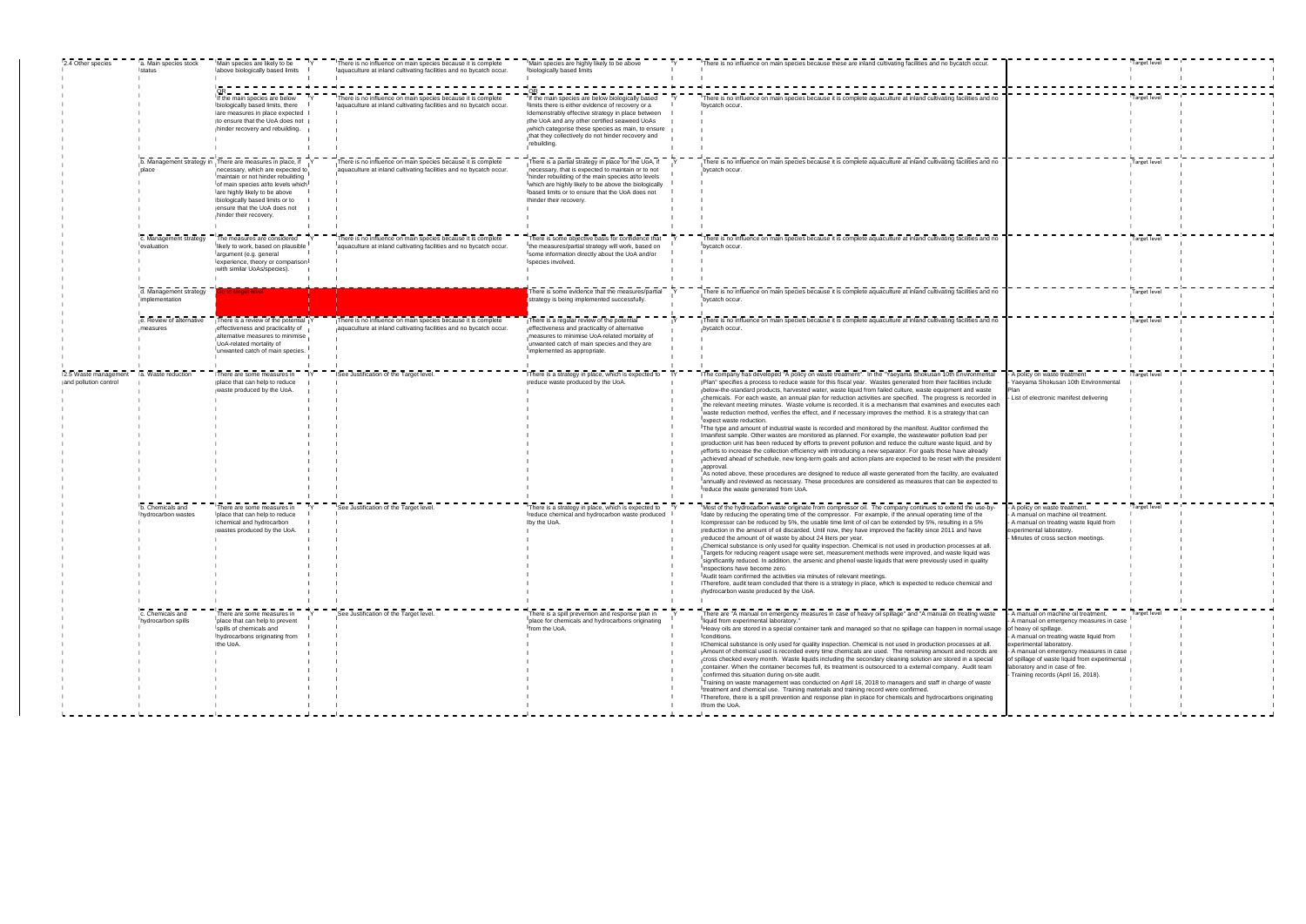| | | | | | | | | | | |
|---|---|---|---|---|---|---|---|---|---|---|
| 2.4 Other species | a. Main species stock status | Main species are likely to be above biologically based limits | Y | There is no influence on main species because it is complete aquaculture at inland cultivating facilities and no bycatch occur. | Main species are highly likely to be above biologically based limits | Y | There is no influence on main species because these are inland cultivating facilities and no bycatch occur. | | Target level | |
| | | OR<br>If the main species are below biologically based limits, there are measures in place expected to ensure that the UoA does not hinder recovery and rebuilding. | Y | There is no influence on main species because it is complete aquaculture at inland cultivating facilities and no bycatch occur. | OR<br>If the main species are below biologically based limits there is either evidence of recovery or a demonstrably effective strategy in place between the UoA and any other certified seaweed UoAs which categorise these species as main, to ensure that they collectively do not hinder recovery and rebuilding. | Y | There is no influence on main species because it is complete aquaculture at inland cultivating facilities and no bycatch occur. | | Target level | |
| | b. Management strategy in place | There are measures in place, if necessary, which are expected to maintain or not hinder rebuilding of main species at/to levels which are highly likely to be above biologically based limits or to ensure that the UoA does not hinder their recovery. | Y | There is no influence on main species because it is complete aquaculture at inland cultivating facilities and no bycatch occur. | There is a partial strategy in place for the UoA, if necessary, that is expected to maintain or to not hinder rebuilding of the main species at/to levels which are highly likely to be above the biologically based limits or to ensure that the UoA does not hinder their recovery. | Y | There is no influence on main species because it is complete aquaculture at inland cultivating facilities and no bycatch occur. | | Target level | |
| | c. Management strategy evaluation | The measures are considered likely to work, based on plausible argument (e.g. general experience, theory or comparison with similar UoAs/species). | Y | There is no influence on main species because it is complete aquaculture at inland cultivating facilities and no bycatch occur. | There is some objective basis for confidence that the measures/partial strategy will work, based on some information directly about the UoA and/or species involved. | Y | There is no influence on main species because it is complete aquaculture at inland cultivating facilities and no bycatch occur. | | Target level | |
| | d. Management strategy implementation | No SG target level | | | There is some evidence that the measures/partial strategy is being implemented successfully. | Y | There is no influence on main species because it is complete aquaculture at inland cultivating facilities and no bycatch occur. | | Target level | |
| | e. Review of alternative measures | There is a review of the potential effectiveness and practicality of alternative measures to minimise UoA-related mortality of unwanted catch of main species. | Y | There is no influence on main species because it is complete aquaculture at inland cultivating facilities and no bycatch occur. | There is a regular review of the potential effectiveness and practicality of alternative measures to minimise UoA-related mortality of unwanted catch of main species and they are implemented as appropriate. | Y | There is no influence on main species because it is complete aquaculture at inland cultivating facilities and no bycatch occur. | | Target level | |
| 2.5 Waste management and pollution control | a. Waste reduction | There are some measures in place that can help to reduce waste produced by the UoA. | Y | See Justification of the Target level. | There is a strategy in place, which is expected to reduce waste produced by the UoA. | Y | The company has developed "A policy on waste treatment". In the "Yaeyama Shokusan 10th Environmental Plan" specifies a process to reduce waste for this fiscal year. Wastes generated from their facilities include below-the-standard products, harvested water, waste liquid from failed culture, waste equipment and waste chemicals. For each waste, an annual plan for reduction activities are specified. The progress is recorded in the relevant meeting minutes. Waste volume is recorded. It is a mechanism that examines and executes each waste reduction method, verifies the effect, and if necessary improves the method. It is a strategy that can expect waste reduction.<br>The type and amount of industrial waste is recorded and monitored by the manifest. Auditor confirmed the manifest sample. Other wastes are monitored as planned. For example, the wastewater pollution load per production unit has been reduced by efforts to prevent pollution and reduce the culture waste liquid, and by efforts to increase the collection efficiency with introducing a new separator. For goals those have already achieved ahead of schedule, new long-term goals and action plans are expected to be reset with the president approval.<br>As noted above, these procedures are designed to reduce all waste generated from the facility, are evaluated annually and reviewed as necessary. These procedures are considered as measures that can be expected to reduce the waste generated from UoA. | - A policy on waste treatment<br>- Yaeyama Shokusan 10th Environmental Plan<br>- List of electronic manifest delivering | Target level | |
| | b. Chemicals and hydrocarbon wastes | There are some measures in place that can help to reduce chemical and hydrocarbon wastes produced by the UoA. | Y | See Justification of the Target level. | There is a strategy in place, which is expected to reduce chemical and hydrocarbon waste produced by the UoA. | Y | Most of the hydrocarbon waste originate from compressor oil. The company continues to extend the use-by-date by reducing the operating time of the compressor. For example, if the annual operating time of the compressor can be reduced by 5%, the usable time limit of oil can be extended by 5%, resulting in a 5% reduction in the amount of oil discarded. Until now, they have improved the facility since 2011 and have reduced the amount of oil waste by about 24 liters per year.<br>Chemical substance is only used for quality inspection. Chemical is not used in production processes at all. Targets for reducing reagent usage were set, measurement methods were improved, and waste liquid was significantly reduced. In addition, the arsenic and phenol waste liquids that were previously used in quality inspections have become zero.<br>Audit team confirmed the activities via minutes of relevant meetings.<br>Therefore, audit team concluded that there is a strategy in place, which is expected to reduce chemical and hydrocarbon waste produced by the UoA. | - A policy on waste treatment.<br>- A manual on machine oil treatment.<br>- A manual on treating waste liquid from experimental laboratory.<br>- Minutes of cross section meetings. | Target level | |
| | c. Chemicals and hydrocarbon spills | There are some measures in place that can help to prevent spills of chemicals and hydrocarbons originating from the UoA. | Y | See Justification of the Target level. | There is a spill prevention and response plan in place for chemicals and hydrocarbons originating from the UoA. | Y | There are "A manual on emergency measures in case of heavy oil spillage" and "A manual on treating waste liquid from experimental laboratory."<br>Heavy oils are stored in a special container tank and managed so that no spillage can happen in normal usage conditions.<br>Chemical substance is only used for quality inspection. Chemical is not used in production processes at all. Amount of chemical used is recorded every time chemicals are used. The remaining amount and records are cross checked every month. Waste liquids including the secondary cleaning solution are stored in a special container. When the container becomes full, its treatment is outsourced to a external company. Audit team confirmed this situation during on-site audit.<br>Training on waste management was conducted on April 16, 2018 to managers and staff in charge of waste treatment and chemical use. Training materials and training record were confirmed.<br>Therefore, there is a spill prevention and response plan in place for chemicals and hydrocarbons originating from the UoA. | - A manual on machine oil treatment.<br>- A manual on emergency measures in case of heavy oil spillage.<br>- A manual on treating waste liquid from experimental laboratory.<br>- A manual on emergency measures in case of spillage of waste liquid from experimental laboratory and in case of fire.<br>- Training records (April 16, 2018). | Target level | |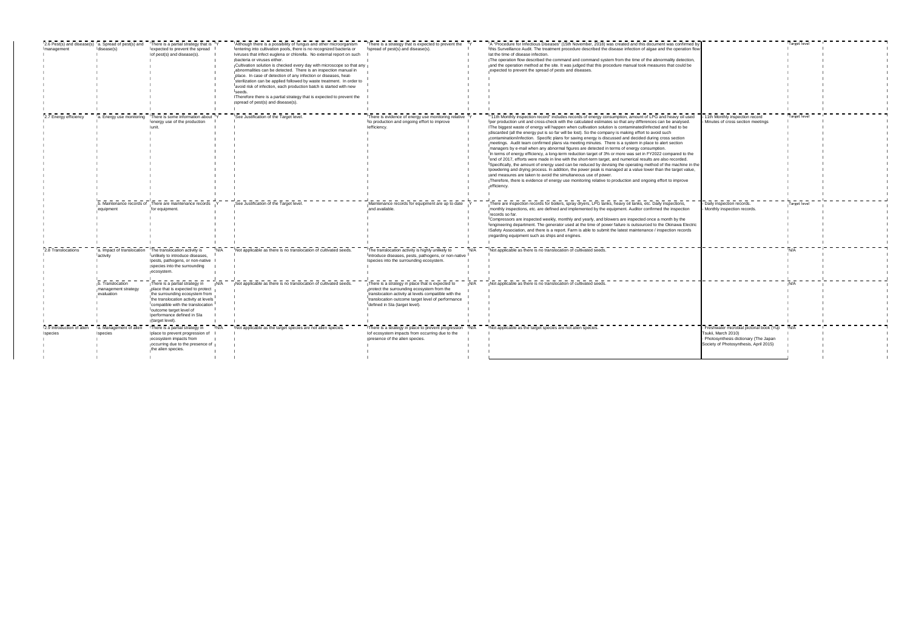| | | | | | | | | | | | |
|---|---|---|---|---|---|---|---|---|---|---|---|
| 2.6 Pest(s) and disease(s) management | a. Spread of pest(s) and disease(s) | There is a partial strategy that is expected to prevent the spread of pest(s) and disease(s). | Y | Although there is a possibility of fungus and other microorganism entering into cultivation pools, there is no recognized bacteria or viruses that infect euglena or chlorella. No external report on such bacteria or viruses either.<br>Cultivation solution is checked every day with microscope so that any abnormalities can be detected. There is an inspection manual in place. In case of detection of any infection or diseases, heat-sterilization can be applied followed by waste treatment. In order to avoid risk of infection, each production batch is started with new seeds.<br>Therefore there is a partial strategy that is expected to prevent the spread of pest(s) and disease(s). | There is a strategy that is expected to prevent the spread of pest(s) and disease(s). | Y | A "Procedure for Infectious Diseases" (15th November, 2018) was created and this document was confirmed by this Surveillance Audit. The treatment procedure described the disease infection of algae and the operation flow at the time of disease infection.<br>The operation flow described the command and command system from the time of the abnormality detection, and the operation method at the site. It was judged that this procedure manual took measures that could be expected to prevent the spread of pests and diseases. | | Target level | |
| 2.7 Energy efficiency | a. Energy use monitoring | There is some information about energy use of the production unit. | Y | See Justification of the Target level. | There is evidence of energy use monitoring relative to production and ongoing effort to improve efficiency. | Y | "11th Monthly inspection record" includes records of energy consumption, amount of LPG and heavy oil used per production unit and cross-check with the calculated estimates so that any differences can be analysed. The biggest waste of energy will happen when cultivation solution is contaminated/infected and had to be discarded (all the energy put is so far will be lost). So the company is making effort to avoid such contamination/infection. Specific plans for saving energy is discussed and decided during cross section meetings. Audit team confirmed plans via meeting minutes. There is a system in place to alert section managers by e-mail when any abnormal figures are detected in terms of energy consumption.<br>In terms of energy efficiency, a long-term reduction target of 3% or more was set in FY2022 compared to the end of 2017, efforts were made in line with the short-term target, and numerical results are also recorded.<br>Specifically, the amount of energy used can be reduced by devising the operating method of the machine in the powdering and drying process. In addition, the power peak is managed at a value lower than the target value, and measures are taken to avoid the simultaneous use of power.<br>Therefore, there is evidence of energy use monitoring relative to production and ongoing effort to improve efficiency. | - 11th Monthly inspection record<br>- Minutes of cross section meetings | Target level | |
| | b. Maintenance records of equipment | There are maintenance records for equipment. | Y | See Justification of the Target level. | Maintenance records for equipment are up to date and available. | Y | There are inspection records for boilers, spray dryers, LPG tanks, heavy oil tanks, etc. Daily inspections, monthly inspections, etc. are defined and implemented by the equipment. Auditor confirmed the inspection records so far.<br>Compressors are inspected weekly, monthly and yearly, and blowers are inspected once a month by the engineering department. The generator used at the time of power failure is outsourced to the Okinawa Electric Safety Association, and there is a report. Farm is able to submit the latest maintenance / inspection records regarding equipment such as ships and engines. | - Daily inspection records.<br>- Monthly inspection records. | Target level | |
| 2.8 Translocations | a. Impact of translocation activity | The translocation activity is unlikely to introduce diseases, pests, pathogens, or non-native species into the surrounding ecosystem. | N/A | Not applicable as there is no translocation of cultivated seeds. | The translocation activity is highly unlikely to introduce diseases, pests, pathogens, or non-native species into the surrounding ecosystem. | N/A | Not applicable as there is no translocation of cultivated seeds. | | N/A | |
| | b. Translocation management strategy evaluation | There is a partial strategy in place that is expected to protect the surrounding ecosystem from the translocation activity at levels compatible with the translocation outcome target level of performance defined in SIa (target level). | N/A | Not applicable as there is no translocation of cultivated seeds. | There is a strategy in place that is expected to protect the surrounding ecosystem from the translocation activity at levels compatible with the translocation outcome target level of performance defined in SIa (target level). | N/A | Not applicable as there is no translocation of cultivated seeds. | | N/A | |
| 2.9 Introduction of alien species | a. Management of alien species | There is a partial strategy in place to prevent progression of ecosystem impacts from occurring due to the presence of the alien species. | N/A | Not applicable as the target species are not alien species. | There is a strategy in place to prevent progression of ecosystem impacts from occurring due to the presence of the alien species. | N/A | Not applicable as the target species are not alien species. | - Freshwater microbial pictorial book (Yuji Tsukii, March 2010)<br>- Photosynthesis dictionary (The Japan Society of Photosynthesis, April 2015) | N/A | |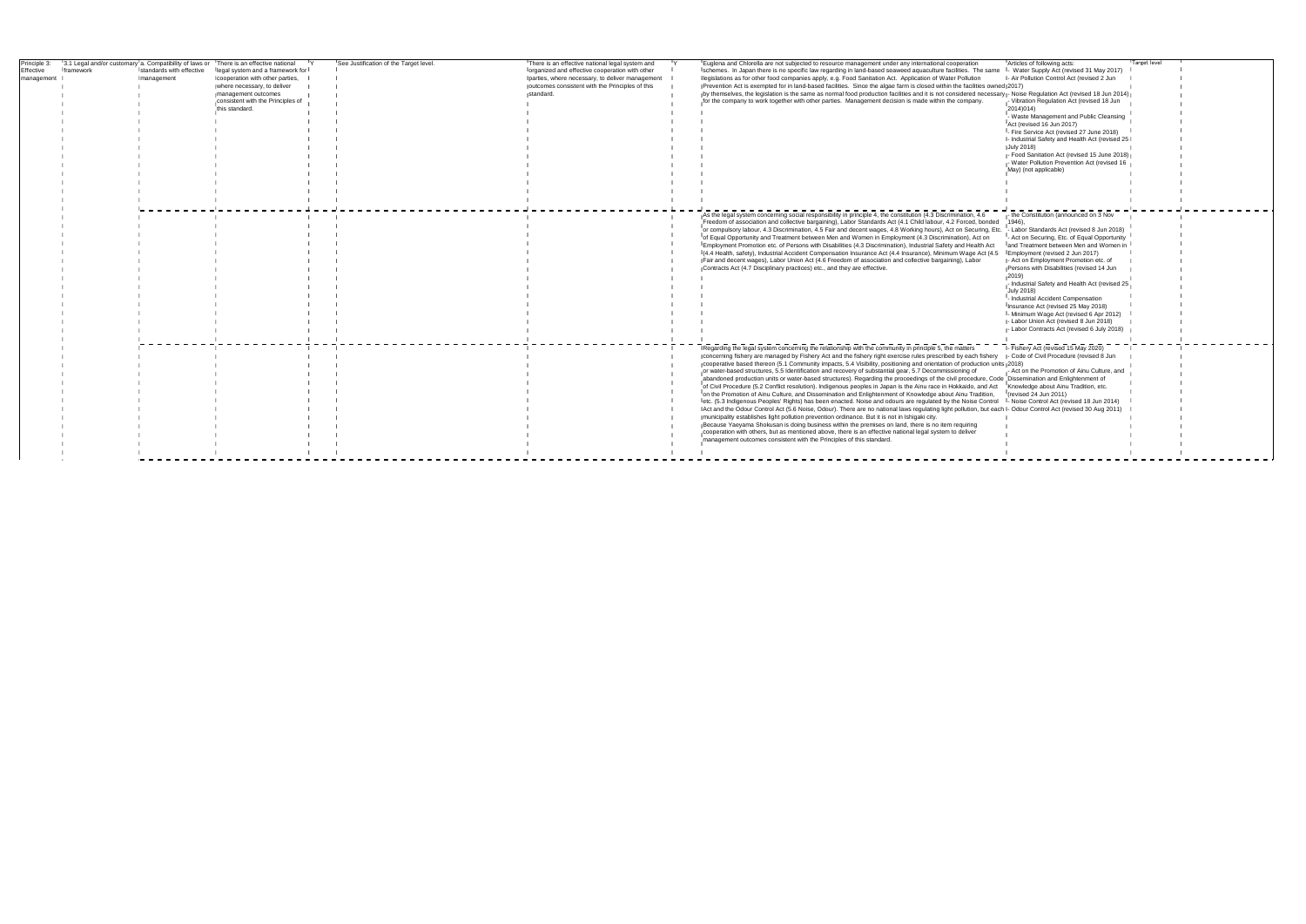| Principle 3: Effective management | 3.1 Legal and/or customary framework | a. Compatibility of laws or standards with effective management | There is an effective national legal system and a framework for cooperation with other parties, where necessary, to deliver management outcomes consistent with the Principles of this standard. | Y | See Justification of the Target level. | There is an effective national legal system and organized and effective cooperation with other parties, where necessary, to deliver management outcomes consistent with the Principles of this standard. | Y | Euglena and Chlorella are not subjected to resource management under any international cooperation schemes. In Japan there is no specific law regarding in land-based seaweed aquaculture facilities. The same legislations as for other food companies apply, e.g. Food Sanitation Act. Application of Water Pollution Prevention Act is exempted for in land-based facilities. Since the algae farm is closed within the facilities owned by themselves, the legislation is the same as normal food production facilities and it is not considered necessary for the company to work together with other parties. Management decision is made within the company. | Articles of following acts:<br>- Water Supply Act (revised 31 May 2017)<br>- Air Pollution Control Act (revised 2 Jun 2017)<br>- Noise Regulation Act (revised 18 Jun 2014)<br>- Vibration Regulation Act (revised 18 Jun 2014)014)<br>- Waste Management and Public Cleansing Act (revised 16 Jun 2017)<br>- Fire Service Act (revised 27 June 2018)<br>- Industrial Safety and Health Act (revised 25 July 2018)<br>- Food Sanitation Act (revised 15 June 2018)<br>- Water Pollution Prevention Act (revised 16 May) (not applicable) | Target level |
|---|---|---|---|---|---|---|---|---|---|---|
| | | | | | | | | As the legal system concerning social responsibility in principle 4, the constitution (4.3 Discrimination, 4.6 Freedom of association and collective bargaining), Labor Standards Act (4.1 Child labour, 4.2 Forced, bonded or compulsory labour, 4.3 Discrimination, 4.5 Fair and decent wages, 4.8 Working hours), Act on Securing, Etc. of Equal Opportunity and Treatment between Men and Women in Employment (4.3 Discrimination), Act on Employment Promotion etc. of Persons with Disabilities (4.3 Discrimination), Industrial Safety and Health Act (4.4 Health, safety), Industrial Accident Compensation Insurance Act (4.4 Insurance), Minimum Wage Act (4.5 Fair and decent wages), Labor Union Act (4.6 Freedom of association and collective bargaining), Labor Contracts Act (4.7 Disciplinary practices) etc., and they are effective. | - the Constitution (announced on 3 Nov 1946),<br>- Labor Standards Act (revised 8 Jun 2018)<br>- Act on Securing, Etc. of Equal Opportunity and Treatment between Men and Women in Employment (revised 2 Jun 2017)<br>- Act on Employment Promotion etc. of Persons with Disabilities (revised 14 Jun 2019)<br>- Industrial Safety and Health Act (revised 25 July 2018)<br>- Industrial Accident Compensation Insurance Act (revised 25 May 2018)<br>- Minimum Wage Act (revised 6 Apr 2012)<br>- Labor Union Act (revised 8 Jun 2018)<br>- Labor Contracts Act (revised 6 July 2018) | |
| | | | | | | | | Regarding the legal system concerning the relationship with the community in principle 5, the matters concerning fishery are managed by Fishery Act and the fishery right exercise rules prescribed by each fishery cooperative based thereon (5.1 Community impacts, 5.4 Visibility, positioning and orientation of production units or water-based structures, 5.5 Identification and recovery of substantial gear, 5.7 Decommissioning of abandoned production units or water-based structures). Regarding the proceedings of the civil procedure, Code of Civil Procedure (5.2 Conflict resolution). Indigenous peoples in Japan is the Ainu race in Hokkaido, and Act on the Promotion of Ainu Culture, and Dissemination and Enlightenment of Knowledge about Ainu Tradition, etc. (5.3 Indigenous Peoples' Rights) has been enacted. Noise and odours are regulated by the Noise Control Act and the Odour Control Act (5.6 Noise, Odour). There are no national laws regulating light pollution, but each municipality establishes light pollution prevention ordinance. But it is not in Ishigaki city.<br>Because Yaeyama Shokusan is doing business within the premises on land, there is no item requiring cooperation with others, but as mentioned above, there is an effective national legal system to deliver management outcomes consistent with the Principles of this standard. | - Fishery Act (revised 15 May 2020)<br>- Code of Civil Procedure (revised 8 Jun 2018)<br>- Act on the Promotion of Ainu Culture, and Dissemination and Enlightenment of Knowledge about Ainu Tradition, etc. (revised 24 Jun 2011)<br>- Noise Control Act (revised 18 Jun 2014)<br>- Odour Control Act (revised 30 Aug 2011) | |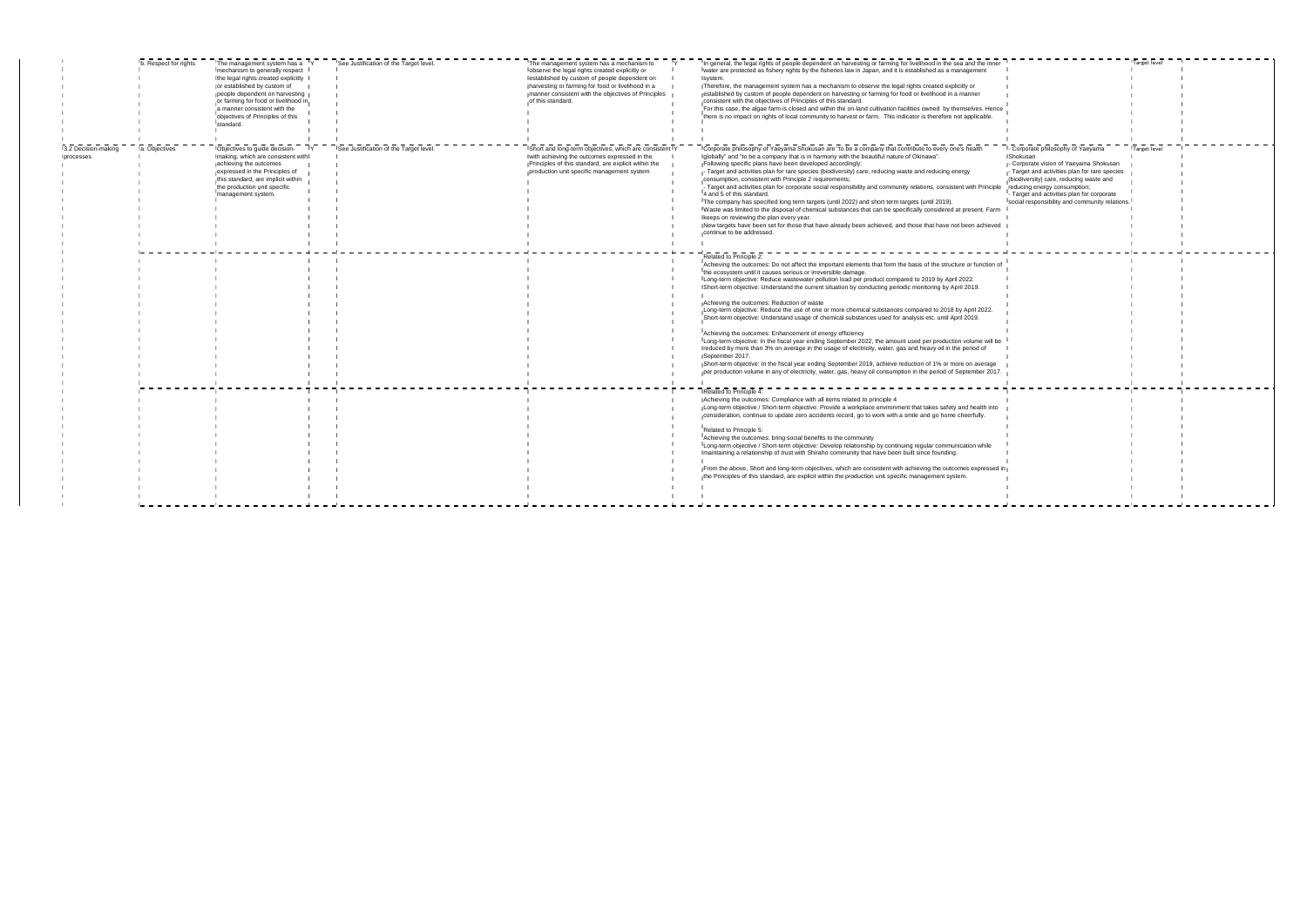| | | | | | | | | | | |
|---|---|---|---|---|---|---|---|---|---|---|
| | b. Respect for rights | The management system has a mechanism to generally respect the legal rights created explicitly or established by custom of people dependent on harvesting or farming for food or livelihood in a manner consistent with the objectives of Principles of this standard. | Y | See Justification of the Target level. | The management system has a mechanism to observe the legal rights created explicitly or established by custom of people dependent on harvesting or farming for food or livelihood in a manner consistent with the objectives of Principles of this standard. | Y | In general, the legal rights of people dependent on harvesting or farming for livelihood in the sea and the inner water are protected as fishery rights by the fisheries law in Japan, and it is established as a management system.<br>Therefore, the management system has a mechanism to observe the legal rights created explicitly or established by custom of people dependent on harvesting or farming for food or livelihood in a manner consistent with the objectives of Principles of this standard.<br>For this case, the algae farm is closed and within the on-land cultivation facilities owned by themselves. Hence there is no impact on rights of local community to harvest or farm. This indicator is therefore not applicable. | | Target level | |
| 3.2 Decision-making processes | a. Objectives | Objectives to guide decision-making, which are consistent with achieving the outcomes expressed in the Principles of this standard, are implicit within the production unit specific management system. | Y | See Justification of the Target level. | Short and long-term objectives, which are consistent with achieving the outcomes expressed in the Principles of this standard, are explicit within the production unit specific management system | Y | Corporate philosophy of Yaeyama Shokusan are "to be a company that contribute to every one's health globally" and "to be a company that is in harmony with the beautiful nature of Okinawa".<br>Following specific plans have been developed accordingly:<br>- Target and activities plan for rare species (biodiversity) care, reducing waste and reducing energy consumption, consistent with Principle 2 requirements;<br>- Target and activities plan for corporate social responsibility and community relations, consistent with Principle 4 and 5 of this standard.<br>The company has specified long term targets (until 2022) and short term targets (until 2019).<br>Waste was limited to the disposal of chemical substances that can be specifically considered at present. Farm keeps on reviewing the plan every year.<br>New targets have been set for those that have already been achieved, and those that have not been achieved continue to be addressed. | - Corporate philosophy of Yaeyama Shokusan<br>- Corporate vision of Yaeyama Shokusan<br>- Target and activities plan for rare species (biodiversity) care, reducing waste and reducing energy consumption;<br>- Target and activities plan for corporate social responsibility and community relations. | Target level | |
| | | | | | | | Related to Principle 2:<br>Achieving the outcomes: Do not affect the important elements that form the basis of the structure or function of the ecosystem until it causes serious or irreversible damage.<br>Long-term objective: Reduce wastewater pollution load per product compared to 2019 by April 2022.<br>Short-term objective: Understand the current situation by conducting periodic monitoring by April 2019.<br><br>Achieving the outcomes: Reduction of waste<br>Long-term objective: Reduce the use of one or more chemical substances compared to 2018 by April 2022.<br>Short-term objective: Understand usage of chemical substances used for analysis etc. until April 2019.<br><br>Achieving the outcomes: Enhancement of energy efficiency<br>Long-term objective: In the fiscal year ending September 2022, the amount used per production volume will be reduced by more than 3% on average in the usage of electricity, water, gas and heavy oil in the period of September 2017.<br>Short-term objective: In the fiscal year ending September 2019, achieve reduction of 1% or more on average per production volume in any of electricity, water, gas, heavy oil consumption in the period of September 2017. | | | |
| | | | | | | | Related to Principle 4:<br>Achieving the outcomes: Compliance with all items related to principle 4<br>Long-term objective / Short-term objective: Provide a workplace environment that takes safety and health into consideration, continue to update zero accidents record, go to work with a smile and go home cheerfully.<br><br>Related to Principle 5:<br>Achieving the outcomes: bring social benefits to the community<br>Long-term objective / Short-term objective: Develop relationship by continuing regular communication while maintaining a relationship of trust with Shiraho community that have been built since founding.<br><br>From the above, Short and long-term objectives, which are consistent with achieving the outcomes expressed in the Principles of this standard, are explicit within the production unit specific management system. | | | |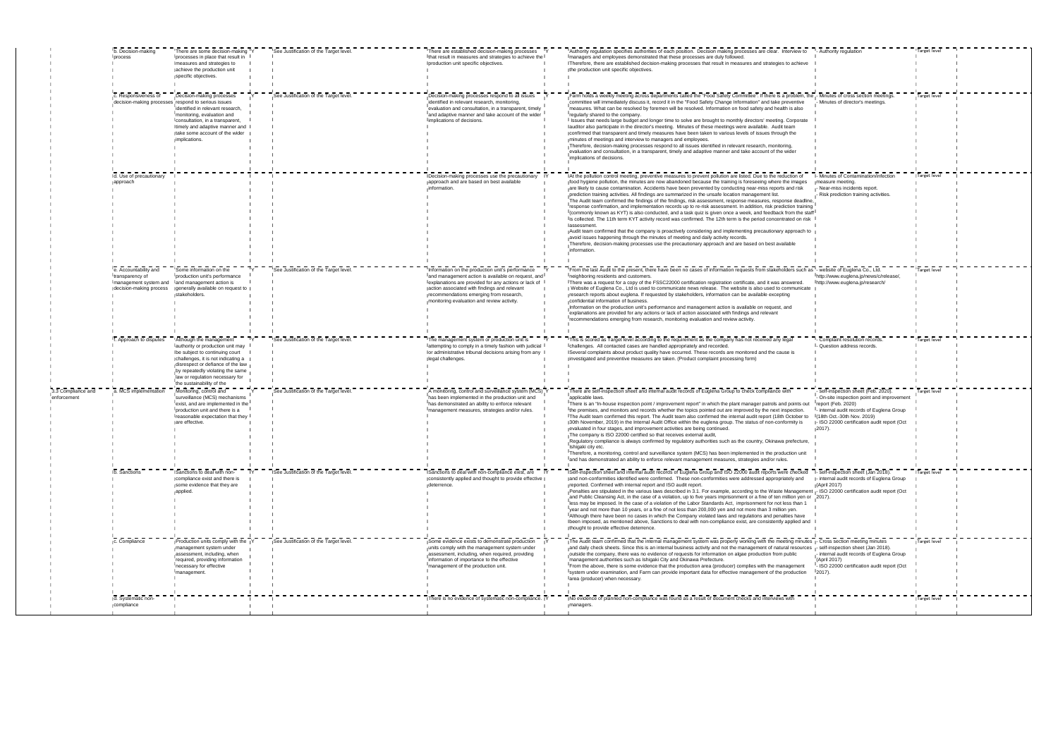| | | | | | | | | | | |
|---|---|---|---|---|---|---|---|---|---|---|
| | b. Decision-making process | There are some decision-making processes in place that result in measures and strategies to achieve the production unit specific objectives. | Y | See Justification of the Target level. | There are established decision-making processes that result in measures and strategies to achieve the production unit specific objectives. | Y | Authority regulation specifies authorities of each position. Decision making processes are clear. Interview to managers and employees demonstrated that these processes are duly followed.<br>Therefore, there are established decision-making processes that result in measures and strategies to achieve the production unit specific objectives. | - Authority regulation | Target level | |
| | c. Responsiveness of decision-making processes | Decision-making processes respond to serious issues identified in relevant research, monitoring, evaluation and consultation, in a transparent, timely and adaptive manner and take some account of the wider implications. | Y | See Justification of the Target level. | Decision-making processes respond to all issues identified in relevant research, monitoring, evaluation and consultation, in a transparent, timely and adaptive manner and take account of the wider implications of decisions. | Y | Farm holds a weekly meeting across departments called the "Food Safety Committee". If there is a problem, the committee will immediately discuss it, record it in the "Food Safety Change Information" and take preventive measures. What can be resolved by foremen will be resolved. Information on food safety and health is also regularly shared to the company.<br>Issues that needs large budget and longer time to solve are brought to monthly directors' meeting. Corporate auditor also participate in the director's meeting. Minutes of these meetings were available. Audit team confirmed that transparent and timely measures have been taken to various levels of issues through the minutes of meetings and interview to managers and employees.<br>Therefore, decision-making processes respond to all issues identified in relevant research, monitoring, evaluation and consultation, in a transparent, timely and adaptive manner and take account of the wider implications of decisions. | - Minutes of cross section meetings.<br>- Minutes of director's meetings. | Target level | |
| | d. Use of precautionary approach | | | | Decision-making processes use the precautionary approach and are based on best available information. | Y | At the pollution control meeting, preventive measures to prevent pollution are listed. Due to the reduction of food hygiene pollution, the minutes are now abandoned because the training is foreseeing where the images are likely to cause contamination. Accidents have been prevented by conducting near-miss reports and risk prediction training activities. All findings are summarized in the unsafe location management list.<br>The Audit team confirmed the findings of the findings, risk assessment, response measures, response deadline, response confirmation, and implementation records up to re-risk assessment. In addition, risk prediction training (commonly known as KYT) is also conducted, and a task quiz is given once a week, and feedback from the staff is collected. The 11th term KYT activity record was confirmed. The 12th term is the period concentrated on risk assessment.<br>Audit team confirmed that the company is proactively considering and implementing precautionary approach to avoid issues happening through the minutes of meeting and daily activity records.<br>Therefore, decision-making processes use the precautionary approach and are based on best available information. | - Minutes of Contamination/Infection measure meeting.<br>- Near-miss incidents report.<br>- Risk prediction training activities. | Target level | |
| | e. Accountability and transparency of management system and decision-making process | Some information on the production unit's performance and management action is generally available on request to stakeholders. | Y | See Justification of the Target level. | Information on the production unit's performance and management action is available on request, and explanations are provided for any actions or lack of action associated with findings and relevant recommendations emerging from research, monitoring evaluation and review activity. | Y | From the last Audit to the present, there have been no cases of information requests from stakeholders such as neighboring residents and customers.<br>There was a request for a copy of the FSSC22000 certification registration certificate, and it was answered.<br>Website of Euglena Co., Ltd is used to communicate news release. The website is also used to communicate research reports about euglena. If requested by stakeholders, information can be available excepting confidential information of business.<br>Information on the production unit's performance and management action is available on request, and explanations are provided for any actions or lack of action associated with findings and relevant recommendations emerging from research, monitoring evaluation and review activity. | - website of Euglena Co., Ltd.<br>http://www.euglena.jp/news/c/release/,<br>http://www.euglena.jp/research/ | Target level | |
| | f. Approach to disputes | Although the management authority or production unit may be subject to continuing court challenges, it is not indicating a disrespect or defiance of the law by repeatedly violating the same law or regulation necessary for the sustainability of the | Y | See Justification of the Target level. | The management system or production unit is attempting to comply in a timely fashion with judicial or administrative tribunal decisions arising from any legal challenges. | Y | This is scored as Target level according to the requirement as the company has not received any legal challenges. All contacted cases are handled appropriately and recorded.<br>Several complaints about product quality have occurred. These records are monitored and the cause is investigated and preventive measures are taken. (Product complaint processing form) | - Complaint resolution records.<br>- Question address records. | Target level | |
| 3.3 Compliance and enforcement | a. MCS implementation | Monitoring, control and surveillance (MCS) mechanisms exist, and are implemented in the production unit and there is a reasonable expectation that they are effective. | Y | See Justification of the Target level. | A monitoring, control and surveillance system (MCS) has been implemented in the production unit and has demonstrated an ability to enforce relevant management measures, strategies and/or rules. | Y | There are self-inspection sheet and internal audit records of Euglena Group to check compliance with applicable laws.<br>There is an "In-house inspection point / improvement report" in which the plant manager patrols and points out the premises, and monitors and records whether the topics pointed out are improved by the next inspection.<br>The Audit team confirmed this report. The Audit team also confirmed the internal audit report (18th October to 30th November, 2019) in the Internal Audit Office within the euglena group. The status of non-conformity is evaluated in four stages, and improvement activities are being continued.<br>The company is ISO 22000 certified so that receives external audit,<br>Regulatory compliance is always confirmed by regulatory authorities such as the country, Okinawa prefecture, Ishigaki city etc.<br>Therefore, a monitoring, control and surveillance system (MCS) has been implemented in the production unit and has demonstrated an ability to enforce relevant management measures, strategies and/or rules. | - Self-inspection sheet (Feb. 2020).<br>- On-site inspection point and improvement report (Feb. 2020)<br>- internal audit records of Euglena Group (18th Oct.-30th Nov. 2019)<br>- ISO 22000 certification audit report (Oct 2017). | Target level | |
| | b. Sanctions | Sanctions to deal with non-compliance exist and there is some evidence that they are applied. | Y | See Justification of the Target level. | Sanctions to deal with non-compliance exist, are consistently applied and thought to provide effective deterrence. | Y | Self-inspection sheet and internal audit records of Euglena Group and ISO 22000 audit reports were checked and non-conformities identified were confirmed. These non-conformities were addressed appropriately and reported. Confirmed with internal report and ISO audit report.<br>Penalties are stipulated in the various laws described in 3.1. For example, according to the Waste Management and Public Cleansing Act, in the case of a violation, up to five years imprisonment or a fine of ten million yen or less may be imposed. In the case of a violation of the Labor Standards Act, imprisonment for not less than 1 year and not more than 10 years, or a fine of not less than 200,000 yen and not more than 3 million yen.<br>Although there have been no cases in which the Company violated laws and regulations and penalties have been imposed, as mentioned above, Sanctions to deal with non-compliance exist, are consistently applied and thought to provide effective deterrence. | - Self-inspection sheet (Jan 2018).<br>- internal audit records of Euglena Group (April 2017)<br>- ISO 22000 certification audit report (Oct 2017). | Target level | |
| | c. Compliance | Production units comply with the management system under assessment, including, when required, providing information necessary for effective management. | Y | See Justification of the Target level. | Some evidence exists to demonstrate production units comply with the management system under assessment, including, when required, providing information of importance to the effective management of the production unit. | Y | The Audit team confirmed that the internal management system was properly working with the meeting minutes and daily check sheets. Since this is an internal business activity and not the management of natural resources outside the company, there was no evidence of requests for information on algae production from public management authorities such as Ishigaki City and Okinawa Prefecture.<br>From the above, there is some evidence that the production area (producer) complies with the management system under examination, and Farm can provide important data for effective management of the production area (producer) when necessary. | - Cross section meeting minutes<br>- self-inspection sheet (Jan 2018).<br>- internal audit records of Euglena Group (April 2017)<br>- ISO 22000 certification audit report (Oct 2017). | Target level | |
| | d. Systematic non-compliance | | | | There is no evidence of systematic non-compliance. | Y | No evidence of planned non-compliance was found as a result of document checks and interviews with managers. | | Target level | |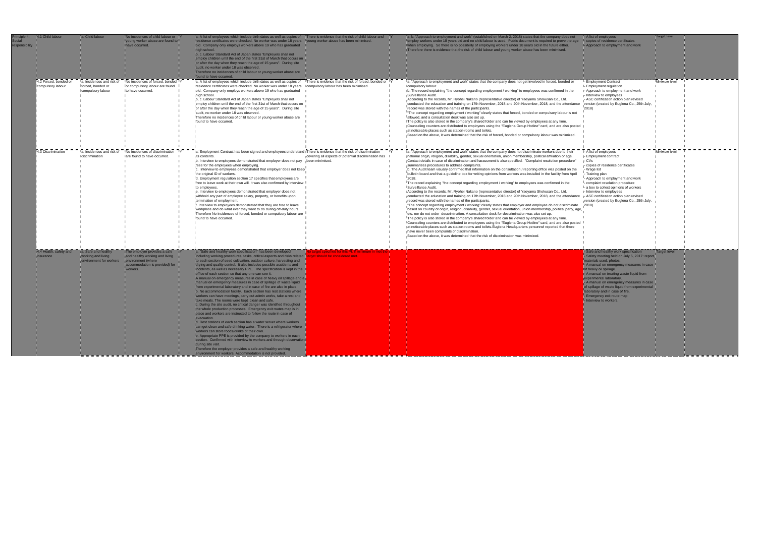| | | | | | | | | | | | |
|---|---|---|---|---|---|---|---|---|---|---|---|
| Principle 4: Social responsibility | 4.1 Child labour | a. Child labour | No incidences of child labour or young worker abuse are found to have occurred. | Y | a. A list of employees which include birth dates as well as copies of residence certificates were checked. No worker was under 18 years old. Company only employs workers above 19 who has graduated high school.<br>b, c. Labour Standard Act of Japan states "Employers shall not employ children until the end of the first 31st of March that occurs on or after the day when they reach the age of 15 years". During site audit, no worker under 18 was observed.<br>Therefore no incidences of child labour or young worker abuse are found to have occurred. | There is evidence that the risk of child labour and young worker abuse has been minimised. | Y | a, b. "Approach to employment and work" (established on March 2, 2018) states that the company does not employ workers under 18 years old and no child labour is used. Public document is required to prove the age when employing. So there is no possibility of employing workers under 18 years old in the future either.<br>Therefore there is evidence that the risk of child labour and young worker abuse has been minimised. | - A list of employees<br>- copies of residence certificates<br>- Approach to employment and work | Target level | |
| | 4.2 Forced, bonded or compulsory labour | a. Incidences and risk of forced, bonded or compulsory labour | No incidences of forced, bonded or compulsory labour are found to have occurred. | Y | a. A list of employees which include birth dates as well as copies of residence certificates were checked. No worker was under 18 years old. Company only employs workers above 19 who has graduated high school.<br>b, c. Labour Standard Act of Japan states "Employers shall not employ children until the end of the first 31st of March that occurs on or after the day when they reach the age of 15 years". During site audit, no worker under 18 was observed.<br>Therefore no incidences of child labour or young worker abuse are found to have occurred. | There is evidence that the risk of forced, bonded or compulsory labour has been minimised. | Y | a. "Approach to employment and work" states that the company does not get involved in forced, bonded or compulsory labour.<br>b. The record explaining "the concept regarding employment / working" to employees was confirmed in the Surveillance Audit.<br>According to the records, Mr. Ryohei Nakano (representative director) of Yaeyama Shokusan Co., Ltd. conducted the education and training on 17th November, 2018 and 20th November, 2018, and the attendance record was stored with the names of the participants.<br>"The concept regarding employment / working" clearly states that forced, bonded or compulsory labour is not allowed, and a consultation desk was also set up.<br>The policy is also stored in the company's shared folder and can be viewed by employees at any time.<br>Counseling counters are distributed to employees using the "Euglena Group Hotline" card, and are also posted at noticeable places such as station-rooms and toilets.<br>Based on the above, it was determined that the risk of forced, bonded or compulsory labour was minimized. | - Employment Contract<br>- Employment regulation<br>- Approach to employment and work<br>- Interview to employees<br>- ASC certification action plan revised version (created by Euglena Co., 25th July, 2018) | Minimum level | |
| | 4.3 Discrimination | a. Incidences and risk of discrimination | No incidences of discrimination are found to have occurred. | Y | a. Employment Contract has been signed and employees understand its contents.<br>b. Interview to employees demonstrated that employer does not pay fees for the employees when employing.<br>c. Interview to employees demonstrated that employer does not keep the original ID of workers.<br>d. Employment regulation section 17 specifies that employees are free to leave work at their own will. It was also confirmed by interview to employees.<br>e. Interview to employees demonstrated that employer does not withhold any part of employee salary, property, or benefits upon termination of employment.<br>f. Interview to employees demonstrated that they are free to leave workplace and do what ever they want to do during off-duty hours.<br>Therefore No incidences of forced, bonded or compulsory labour are found to have occurred. | There is evidence that the risk of discrimination covering all aspects of potential discrimination has been minimised. | Y | a. "Approach to employment and work" states that the company does not discriminate workers due to their national origin, religion, disability, gender, sexual orientation, union membership, political affiliation or age. Contact details in case of discrimination and harassment is also specified. "Complaint resolution procedure" summarizes procedures to address complaints.<br>b. The Audit team visually confirmed that information on the consultation / reporting office was posted on the bulletin board and that a guideline box for writing opinions from workers was installed in the facility from April 2018.<br>The record explaining "the concept regarding employment / working" to employees was confirmed in the Surveillance Audit.<br>According to the records, Mr. Ryohei Nakano (representative director) of Yaeyama Shokusan Co., Ltd. conducted the education and training on 17th November, 2018 and 20th November, 2018, and the attendance record was stored with the names of the participants.<br>"The concept regarding employment / working" clearly states that employer and employee do not discriminate based on country of origin, religion, disability, gender, sexual orientation, union membership, political party, age, etc. nor do not order descrimination. A consultation desk for descrimination was also set up.<br>The policy is also stored in the company's shared folder and can be viewed by employees at any time.<br>Counseling counters are distributed to employees using the "Euglena Group Hotline" card, and are also posted at noticeable places such as station-rooms and toilets. Euglena Headquarters personnel reported that there have never been complaints of discrimination.<br>Based on the above, it was determined that the risk of discrimination was minimized. | - A list of employees<br>- Employment contract<br>- CVs<br>- copies of residence certificates<br>- Wage list<br>- Training plan<br>- Approach to employment and work<br>- complaint resolution procedure<br>- a box to collect opinions of workers<br>- Interview to employees<br>- ASC certification action plan revised version (created by Euglena Co., 25th July, 2018) | Minimum level | |
| | 4.4 Health, safety and insurance | a. Safe and healthy working and living environment for workers | The employer provides a safe and healthy working and living environment (where accommodation is provided) for workers. | Y | a. "Safe and healthy work specification" has been developed including working procedures, tasks, critical aspects and risks related to each section of seed cultivation, outdoor culture, harvesting and drying and quality control. It also includes possible accidents and incidents, as well as necessary PPE. The specification is kept in the office of each section so that any one can see it.<br>A manual on emergency measures in case of heavy oil spillage and a manual on emergency measures in case of spillage of waste liquid from experimental laboratory and in case of fire are also in place.<br>b. No accommodation facility. Each section has rest stations where workers can have meetings, carry out admin works, take a rest and take meals. The rooms were kept clean and safe.<br>c. During the site audit, no critical danger was identified throughout the whole production processes. Emergency exit routes map is in place and workers are instructed to follow the route in case of evacuation.<br>d. Rest stations of each section has a water server where workers can get clean and safe drinking water. There is a refrigerator where workers can store foods/drinks of their own.<br>e. Appropriate PPE is provided by the company to workers in each section. Confirmed with interview to workers and through observation during site visit.<br>Therefore the employer provides a safe and healthy working environment for workers. Accommodation is not provided. | No target specified for this PI, if no issues in the ... target should be considered met. | | | - Safe and healthy work specification<br>- Safety meeting held on July 5, 2017: report, materials used, photos.<br>- A manual on emergency measures in case of heavy oil spillage.<br>- A manual on treating waste liquid from experimental laboratory.<br>- A manual on emergency measures in case of spillage of waste liquid from experimental laboratory and in case of fire.<br>- Emergency exit route map<br>- Interview to workers. | Target level | |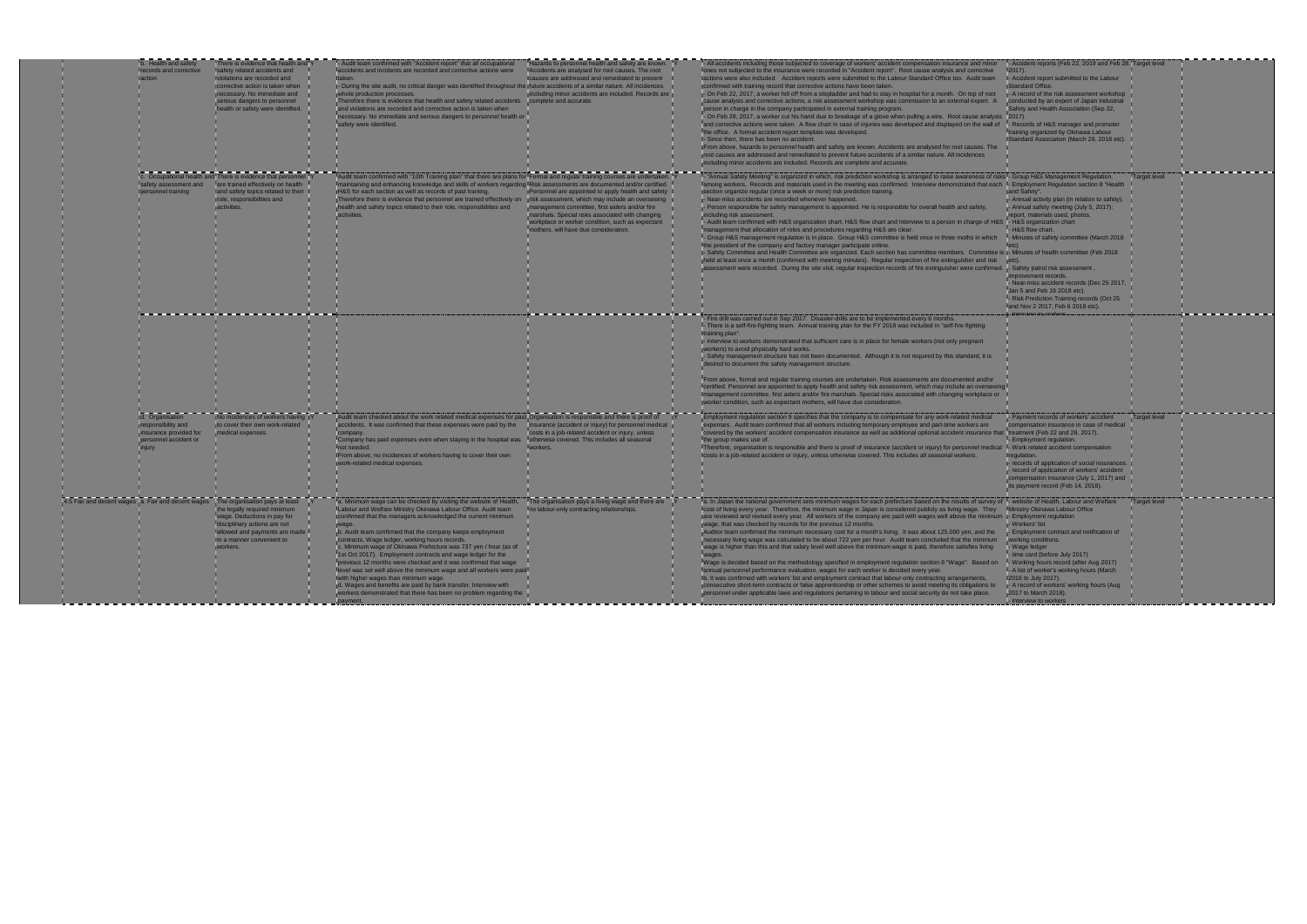| | | | | | | | | | | |
|---|---|---|---|---|---|---|---|---|---|---|
| | b. Health and safety records and corrective action | There is evidence that health and safety related accidents and violations are recorded and corrective action is taken when necessary. No immediate and serious dangers to personnel health or safety were identified. | Y | - Audit team confirmed with "Accident report" that all occupational accidents and incidents are recorded and corrective actions were taken.<br>- During the site audit, no critical danger was identified throughout the whole production processes.<br>Therefore there is evidence that health and safety related accidents and violations are recorded and corrective action is taken when necessary. No immediate and serious dangers to personnel health or safety were identified. | Hazards to personnel health and safety are known. Accidents are analysed for root causes. The root causes are addressed and remediated to prevent future accidents of a similar nature. All incidences including minor accidents are included. Records are complete and accurate. | Y | - All accidents including those subjected to coverage of workers' accident compensation insurance and minor ones not subjected to the insurance were recorded in "Accident report". Root cause analysis and corrective actions were also included. Accident reports were submitted to the Labour Standard Office too. Audit team confirmed with training record that corrective actions have been taken.<br>- On Feb 22, 2017, a worker fell off from a stepladder and had to stay in hospital for a month. On top of root cause analysis and corrective actions, a risk assessment workshop was commission to an external expert. A person in charge in the company participated in external training program.<br>- On Feb 28, 2017, a worker cut his hand due to breakage of a glove when pulling a wire. Root cause analysis and corrective actions were taken. A flow chart in case of injuries was developed and displayed on the wall of the office. A formal accident report template was developed.<br>- Since then, there has been no accident.<br>From above, hazards to personnel health and safety are known. Accidents are analysed for root causes. The root causes are addressed and remediated to prevent future accidents of a similar nature. All incidences including minor accidents are included. Records are complete and accurate. | - Accident reports (Feb 22, 2019 and Feb 28, 2017).<br>- Accident report submitted to the Labour Standard Office.<br>- A record of the risk assessment workshop conducted by an expert of Japan Industrial Safety and Health Association (Sep 22, 2017).<br>- Records of H&S manager and promoter training organized by Okinawa Labour Standard Association (March 29, 2018 etc). | Target level | |
| | c. Occupational health and safety assessment and personnel training | There is evidence that personnel are trained effectively on health and safety topics related to their role, responsibilities and activities. | Y | Audit team confirmed with "10th Training plan" that there are plans for maintaining and enhancing knowledge and skills of workers regarding H&S for each section as well as records of past training.<br>Therefore there is evidence that personnel are trained effectively on health and safety topics related to their role, responsibilities and activities. | Formal and regular training courses are undertaken. Risk assessments are documented and/or certified. Personnel are appointed to apply health and safety risk assessment, which may include an overseeing management committee, first aiders and/or fire marshals. Special risks associated with changing workplace or worker condition, such as expectant mothers, will have due consideration. | Y | - "Annual Safety Meeting" is organized in which, risk prediction workshop is arranged to raise awareness of risks among workers. Records and materials used in the meeting was confirmed. Interview demonstrated that each section organize regular (once a week or more) risk prediction training.<br>- Near-miss accidents are recorded whenever happened.<br>- Person responsible for safety management is appointed. He is responsible for overall health and safety, including risk assessment.<br>- Audit team confirmed with H&S organization chart, H&S flow chart and interview to a person in charge of H&S management that allocation of roles and procedures regarding H&S are clear.<br>- Group H&S management regulation is in place. Group H&S committee is held once in three moths in which the president of the company and factory manager participate online.<br>- Safety Committee and Health Committee are organized. Each section has committee members. Committee is held at least once a month (confirmed with meeting minutes). Regular inspection of fire extinguisher and risk assessment were recorded. During the site visit, regular inspection records of fire extinguisher were confirmed.<br><br>- Fire drill was carried out in Sep 2017. Disaster-drills are to be implemented every 6 months.<br>- There is a self-fire-fighting team. Annual training plan for the FY 2018 was included in "self-fire-fighting training plan".<br>- Interview to workers demonstrated that sufficient care is in place for female workers (not only pregnant workers) to avoid physically hard works.<br>- Safety management structure has not been documented. Although it is not required by this standard, it is desired to document the safety management structure.<br><br>From above, formal and regular training courses are undertaken. Risk assessments are documented and/or certified. Personnel are appointed to apply health and safety risk assessment, which may include an overseeing management committee, first aiders and/or fire marshals. Special risks associated with changing workplace or worker condition, such as expectant mothers, will have due consideration. | - Group H&S Management Regulation.<br>- Employment Regulation section 8 "Health and Safety".<br>- Annual activity plan (in relation to safety).<br>- Annual safety meeting (July 5, 2017): report, materials used, photos.<br>- H&S organization chart<br>- H&S flow chart.<br>- Minutes of safety committee (March 2018 etc)<br>- Minutes of health committee (Feb 2018 etc).<br>- Safety patrol risk assessment , improvement records.<br>- Near-miss accident records (Dec 25 2017, Jan 5 and Feb 19 2018 etc).<br>- Risk Prediction Training records (Oct 25 and Nov 2 2017, Feb 6 2018 etc).<br>- Interview to workers | Target level | |
| | d. Organisation responsibility and insurance provided for personnel accident or injury | No incidences of workers having to cover their own work-related medical expenses. | Y | Audit team checked about the work related medical expenses for past accidents. It was confirmed that these expenses were paid by the company.<br>Company has paid expenses even when staying in the hospital was not needed.<br>From above, no incidences of workers having to cover their own work-related medical expenses. | Organisation is responsible and there is proof of insurance (accident or injury) for personnel medical costs in a job-related accident or injury, unless otherwise covered. This includes all seasonal workers. | Y | - Employment regulation section 9 specifies that the company is to compensate for any work-related medical expenses. Audit team confirmed that all workers including temporary employee and part-time workers are covered by the workers' accident compensation insurance as well as additional optional accident insurance that the group makes use of.<br>Therefore, organisation is responsible and there is proof of insurance (accident or injury) for personnel medical costs in a job-related accident or injury, unless otherwise covered. This includes all seasonal workers. | - Payment records of workers' accident compensation insurance in case of medical treatment (Feb 22 and 28, 2017).<br>- Employment regulation.<br>- Work related accident compensation regulation.<br>- records of application of social insurances.<br>- record of application of workers' accident compensation insurance (July 1, 2017) and its payment record (Feb 14, 2018). | Target level | |
| 4.5 Fair and decent wages | a. Fair and decent wages | The organisation pays at least the legally required minimum wage. Deductions in pay for disciplinary actions are not allowed and payments are made in a manner convenient to workers. | Y | a. Minimum wage can be checked by visiting the website of Health, Labour and Welfare Ministry Okinawa Labour Office. Audit team confirmed that the managers acknowledged the current minimum wage.<br>b. Audit team confirmed that the company keeps employment contracts, Wage ledger, working hours records.<br>c. Minimum wage of Okinawa Prefecture was 737 yen / hour (as of 1st Oct 2017). Employment contracts and wage ledger for the previous 12 months were checked and it was confirmed that wage level was set well above the minimum wage and all workers were paid with higher wages than minimum wage.<br>d. Wages and benefits are paid by bank transfer. Interview with workers demonstrated that there has been no problem regarding the payment. | The organisation pays a living wage and there are no labour-only contracting relationships. | Y | a. In Japan the national government sets minimum wages for each prefecture based on the results of survey of cost of living every year. Therefore, the minimum wage in Japan is considered publicly as living wage. They are reviewed and revised every year. All workers of the company are paid with wages well above the minimum wage, that was checked by records for the previous 12 months.<br>Auditor team confirmed the minimum necessary cost for a month's living. It was about 125,000 yen, and the necessary living wage was calculated to be about 722 yen per hour. Audit team concluded that the minimum wage is higher than this and that salary level well above the minimum wage is paid, therefore satisfies living wages.<br>Wage is decided based on the methodology specified in employment regulation section 6 "Wage". Based on annual personnel performance evaluation, wages for each worker is decided every year.<br>b. It was confirmed with workers' list and employment contract that labour-only contracting arrangements, consecutive short-term contracts or false apprenticeship or other schemes to avoid meeting its obligations to personnel under applicable laws and regulations pertaining to labour and social security do not take place. | - website of Health, Labour and Welfare Ministry Okinawa Labour Office<br>- Employment regulation<br>- Workers' list<br>- Employment contract and notification of working conditions.<br>- Wage ledger<br>- time card (before July 2017)<br>- Working hours record (after Aug 2017)<br>- A list of worker's working hours (March 2016 to July 2017).<br>- A record of workers' working hours (Aug 2017 to March 2018).<br>- Interview to workers | Target level | |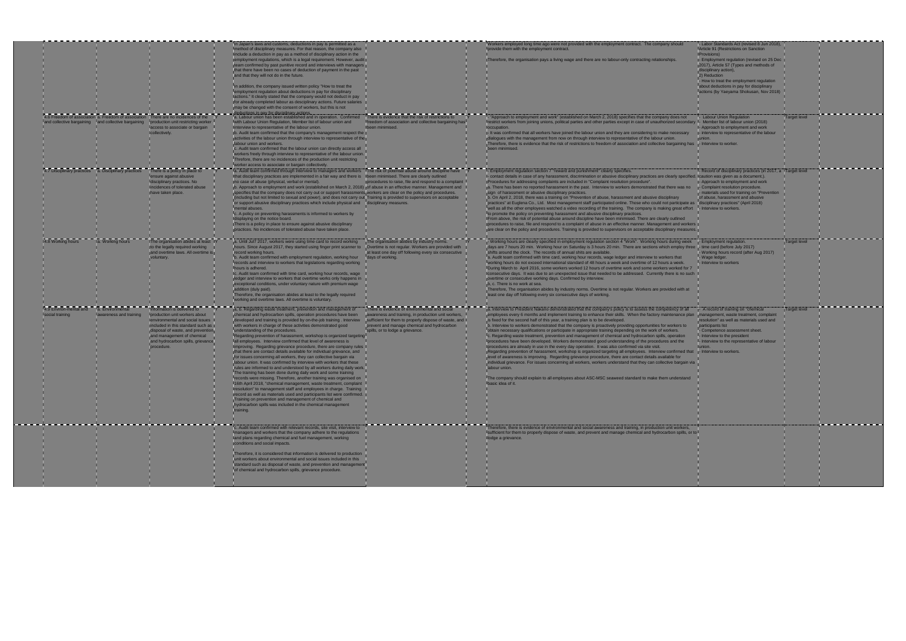| | | | | | | | | | | |
|---|---|---|---|---|---|---|---|---|---|---|
| | | | | In Japan's laws and customs, deductions in pay is permitted as a method of disciplinary measures. For that reason, the company also include a deduction in pay as a method of disciplinary action in the employment regulations, which is a legal requirement. However, audit team confirmed by past punitive record and interviews with managers that there have been no cases of deduction of payment in the past and that they will not do in the future.<br><br>In addition, the company issued written policy "How to treat the employment regulation about deductions in pay for disciplinary actions." It clearly stated that the company would not deduct in pay for already completed labour as desciplinary actions. Future salaries may be changed with the consent of workers, but this is not deductions in pay for disciplinary actions. | | | Workers employed long time ago were not provided with the employment contract. The company should provide them with the employment contract.<br><br>Therefore, the organisation pays a living wage and there are no labour-only contracting relationships. | - Labor Standards Act (revised 8 Jun 2018), Article 91 (Restrictions on Sanction Provisions)<br>- Employment regulation (revised on 25 Dec 2017), Article 57 (Types and methods of disciplinary action), 2) Reduction<br>- How to treat the employment regulation about deductions in pay for disciplinary actions (by Yaeyama Shokusan, Nov 2018) | | |
| 4.6 Freedom of association and collective bargaining | 4. Freedom of association and collective bargaining | There are no incidences of the production unit restricting worker access to associate or bargain collectively. | Y | a. Labour union has been established and in operation. Confirmed with Labour Union Regulation, Member list of labour union and interview to representative of the labour union.<br>b. Audit team confirmed that the company's management respect the activities of the labour union through interview to representative of the labour union and workers.<br>c. Audit team confirmed that the labour union can directly access all workers freely through interview to representative of the labour union.<br>Threfore, there are no incidences of the production unit restricting worker access to associate or bargain collectively. | There is evidence that the risk of restrictions to freedom of association and collective bargaining has been minimised. | Y | "Approach to employment and work" (established on March 2, 2018) specifies that the company does not restrict workers from joining unions, political parties and other parties except in case of unauthorized secondary occupation.<br>- It was confirmed that all workers have joined the labour union and they are considering to make necessary dialogues with the management from now on through interview to representative of the labour union.<br>Therefore, there is evidence that the risk of restrictions to freedom of association and collective bargaining has been minimised. | - Labour Union Regulation<br>- Member list of labour union (2018)<br>- Approach to employment and work<br>- Interview to representative of the labour union.<br>- Interview to worker. | Target level | |
| 4.7 Disciplinary practices | 4. Disciplinary practices | There is a policy in place to ensure against abusive disciplinary practices. No incidences of tolerated abuse have taken place. | Y | a. Audit team confirmed through interview to managers and workers that disciplinary practices are implemented in a fair way and there is no case of abuse (physical, verbal or mental).<br>b. Approach to employment and work (established on March 2, 2018) specifies that the company does not carry out or support harassments (including but not limited to sexual and power), and does not carry out or support abusive disciplinary practices which include physical and mental abuses.<br>c. A policy on preventing harassments is informed to workers by displaying on the notice board.<br>There is a policy in place to ensure against abusive disciplinary practices. No incidences of tolerated abuse have taken place. | The risk of potential abuse around discipline have been minimised. There are clearly outlined procedures to raise, file and respond to a complaint of abuse in an effective manner. Management and workers are clear on the policy and procedures. Training is provided to supervisors on acceptable disciplinary measures. | Y | - Employment regulation section 7 "reward and punishment" clearly specifies.<br>- contact details in case of any harassment, discrimination or abusive disciplinary practices are clearly specified. Procedures for addressing complaints are included in "Complaint resolution procedure".<br>a. There has been no reported harassment in the past. Interview to workers demonstrated that there was no sign of harassment or abusive disciplinary practices.<br>b. On April 2, 2018, there was a training on "Prevention of abuse, harassment and abusive disciplinary practices" at Euglena Co., Ltd. Most management staff participated online. Those who could not participate as well as all the other employees watched a video recording of the training. The company is making great effort to promote the policy on preventing harassment and abusive disciplinary practices.<br>From above, the risk of potential abuse around discipline have been minimised. There are clearly outlined procedures to raise, file and respond to a complaint of abuse in an effective manner. Management and workers are clear on the policy and procedures. Training is provided to supervisors on acceptable disciplinary measures | - Record of disciplinary practices (in 2017, a caution was given as a document.).<br>- Approach to employment and work<br>- Complaint resolution procedure.<br>- materials used for training on "Prevention of abuse, harassment and abusive disciplinary practices" (April 2018)<br>- Interview to workers. | Target level | |
| 4.8 Working hours | 4. Working hours | The organisation abides at least to the legally required working and overtime laws. All overtime is voluntary. | Y | a. Until Juli 2017, workers were using time card to record working hours. Since August 2017, they started using finger print scanner to record working hours.<br>b. Audit team confirmed with employment regulation, working hour records and interview to workers that legislations regarding working hours is adhered.<br>c. Audit team confirmed with time card, working hour records, wage ledger and interview to workers that overtime works only happens in exceptional conditions, under voluntary nature with premium wage addition (duly paid).<br>Therefore, the organisation abides at least to the legally required working and overtime laws. All overtime is voluntary. | The organisation abides by industry norms. Overtime is not regular. Workers are provided with at least one day off following every six consecutive days of working. | Y | - Working hours are clearly specified in employment regulation section 4 "Work". Working hours during week days are 7 hours 20 min. Working hour on Saturday is 3 hours 20 min. There are sections which employ three shifts around the clock. The records of annual shits are available.<br>a. Audit team confirmed with time card, working hour records, wage ledger and interview to workers that working hours do not exceed international standard of 48 hours a week and overtime of 12 hours a week.<br>During March to April 2016, some workers worked 12 hours of overtime work and some workers worked for 7 consecutive days. It was due to an unexpected issue that needed to be addressed. Currently there is no such overtime or consecutive working days. Confirmed by interview.<br>b, c. There is no work at sea.<br>Therefore, The organisation abides by industry norms. Overtime is not regular. Workers are provided with at least one day off following every six consecutive days of working. | - Employment regulation.<br>- time card (before July 2017)<br>- Working hours record (after Aug 2017)<br>- Wage ledger.<br>- Interview to workers | Target level | |
| 4.9 Environmental and social training | 4. Environmental awareness and training | Information is delivered to production unit workers about environmental and social issues included in this standard such as disposal of waste, and prevention and management of chemical and hydrocarbon spills, grievance procedure. | Y | a, b. Regarding waste treatment, prevention and management of chemical and hydrocarbon spills, operation procedures have been developed and training is provided by on-the-job training . Interview with workers in charge of these activities demonstrated good understanding of the procedures.<br>Regarding prevention of harassment, workshop is organized targeting all employees. Interview confirmed that level of awareness is improving. Regarding grievance procedure, there are company rules that there are contact details available for individual grievance, and for issues concerning all workers, they can collective bargain via labour union. It was confirmed by interview with workers that these rules are informed to and understood by all workers during daily work. The training has been done during daily work and some training records were missing. Therefore, another training was organised on 16th April 2018, "chemical management, waste treatment, complaint resolution" to management staff and employees in charge. Training record as well as materials used and participants list were confirmed. Training on prevention and management of chemical and hydrocarbon spills was included in the chemical management training. | There is evidence of environmental and social awareness and training, in production unit workers, sufficient for them to properly dispose of waste, and prevent and manage chemical and hydrocarbon spills, or to lodge a grievance. | Y | a. Interview to President Nakano demonstrated that the company's policy is to assess the competency of all employees every 6 months and implement training to enhance their skills. When the factory maintenance plan is fixed for the second half of this year, a training plan is to be developed.<br>b. Interview to workers demonstrated that the company is proactively providing opportunities for workers to obtain necessary qualifications or participate in appropriate training depending on the work of workers.<br>c. Regarding waste treatment, prevention and management of chemical and hydrocarbon spills, operation procedures have been developed. Workers demonstrated good understanding of the procedures and the procedures are already in use in the every day operation. It was also confirmed via site visit.<br>Regarding prevention of harassment, workshop is organized targeting all employees. Interview confirmed that level of awareness is improving. Regarding grievance procedure, there are contact details available for individual grievance. For issues concerning all workers, workers understand that they can collective bargain via labour union.<br><br>The company should explain to all employees about ASC-MSC seaweed standard to make them understand basic idea of it. | - A record of training on "chemical management, waste treatment, complaint resolution" as well as materials used and participants list<br>- Competence assessment sheet.<br>- Interview to the president<br>- Interview to the representative of labour union.<br>- Interview to workers. | Target level | |
| | | | | c. Audit team confirmed with relevant records, site visit, interview to managers and workers that the company adhere to the regulations and plans regarding chemical and fuel management, working conditions and social impacts.<br><br>Therefore, it is considered that information is delivered to production unit workers about environmental and social issues included in this standard such as disposal of waste, and prevention and management of chemical and hydrocarbon spills, grievance procedure. | | | Therefore, there is evidence of environmental and social awareness and training, in production unit workers, sufficient for them to properly dispose of waste, and prevent and manage chemical and hydrocarbon spills, or to lodge a grievance. | | | |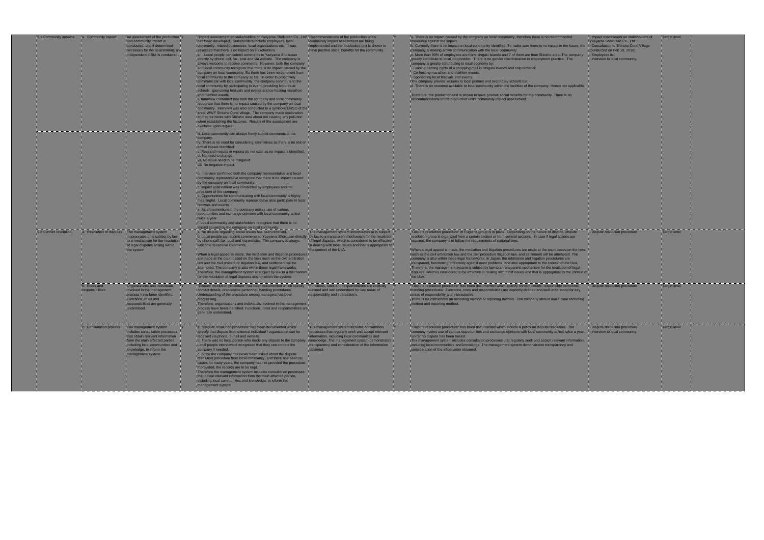| | | | | | | | | | | | |
|---|---|---|---|---|---|---|---|---|---|---|---|
| 5.1 Community impacts | a. Community impact | An assessment of the production unit community impact is conducted, and if determined necessary by the assessment, an independent p-SIA is conducted. | Y | "Impact assessment on stakeholders of Yaeyama Shokusan Co., Ltd" has been developed. Stakeholders include employees, local community, related businesses, local organizations etc. It was assessed that there is no impact on stakeholders.<br>a i . Local people can submit comments to Yaeyama Shokusan directly by phone call, fax, post and via website. The company is always welcome to receive comments. However, both the company and local community recognize that there is no impact caused by the company on local community. So there has been no comment from local community to the company so far. In order to proactively communicate with local community, the company contribute to the local community by participating in event, providing lectures at schools, sponsoring festivals and events and co-hosting marathon and triathlon events.<br>ii. Interview confirmed that both the company and local community recognize that there is no impact caused by the company on local community. Interview was also conducted to a symbolic ENGO of the area, WWF Shiraho Coral village. The company made declaration and agreements with Shiraho area about not causing any pollution when establishing the factories. Results of the assessment are available upon request.<br>iii. Local community can always freely submit comments to the company.<br>iv. There is no need for considering alternatives as there is no risk or actual impact identified.<br>v. Research results or reports do not exist as no impact is identified.<br>vi. No need to change.<br>vii. No issue need to be mitigated.<br>viii. No negative impact.<br>b. Interview confirmed both the company representative and local community representative recognize that there is no impact caused by the company on local community.<br>c. Impact assessment was conducted by employees and the president of the company.<br>d. Opportunities for communicating with local community is highly meaningful. Local community representative also participate in local festivals and events.<br>e. As aforementioned, the company makes use of various opportunities and exchange opinions with local community at lest twice a year.<br>f. Local community and stakeholders recognize that there is no impact caused by the company on local community. | Recommendations of the production unit's community impact assessment are being implemented and the production unit is shown to have positive social benefits for the community. | Y | a. There is no impact caused by the company on local community, therefore there is no recommended measures against the impact.<br>b. Currently there is no impact on local community identified. To make sure there is no impact in the future, the company is making active communication with the local community.<br>c. More than 80% of employees are from Ishigaki islands and 7 of them are from Shiraho area. The company greatly contribute to local job provider. There is no gender discrimination in employment practice. The company is greatly contributing to local economy by:<br>- Gaining naming rights of a shopping mall in Ishigaki Islands and ship terminal;<br>- Co-hosting marathon and triathlon events;<br>- Sponsoring local festivals and events.<br>The company provide lectures to local primary and secondary schools too.<br>d. There is no resource available to local community within the facilities of the company. Hence not applicable.<br>Therefore, the production unit is shown to have positive social benefits for the community. There is no recommendations of the production unit's community impact assessment. | - Impact assessment on stakeholders of Yaeyama Shokusan Co., Ltd<br>- Consultation to Shiraho Coral Village (conducted on Feb 19, 2018)<br>- Employees list<br>- Interview to local community. | Target level | |
| 5.2 Conflict resolution | a. Resolution of disputes | The management system incorporates or is subject by law to a mechanism for the resolution of legal disputes arising within the system. | Y | a. No dispute regarding social issues has been received.<br>b. Local people can submit comments to Yaeyama Shokusan directly by phone call, fax, post and via website. The company is always welcome to receive comments.<br>When a legal appeal is made, the mediation and litigation procedures are made at the court based on the laws such as the civil arbitration law and the civil procedure litigation law, and settlement will be attempted. The company is also within these legal frameworks. Therefore, the management system is subject by law to a mechanism for the resolution of legal disputes arising within the system. | The management system incorporates or is subject by law to a transparent mechanism for the resolution of legal disputes, which is considered to be effective in dealing with most issues and that is appropriate to the context of the UoA. | Y | "Dispute resolution procedure" of Euglena group is in place. Depending on the nature of dispute, dispute resolution group is organized from a certain section or from several sections. In case if legal actions are required, the company is to follow the requirements of national laws.<br>When a legal appeal is made, the mediation and litigation procedures are made at the court based on the laws such as the civil arbitration law and the civil procedure litigation law, and settlement will be attempted. The company is also within these legal frameworks. In Japan, the arbitration and litigation procedures are transparent, functioning effectively against most problems, and also appropriate to the context of the UoA. Therefore, the management system is subject by law to a transparent mechanism for the resolution of legal disputes, which is considered to be effective in dealing with most issues and that is appropriate to the context of the UoA. | - Dispute resolution procedure | Target level | |
| | b. Roles and responsibilities | Organisations and individuals involved in the management process have been identified. Functions, roles and responsibilities are generally understood. | Y | "Dispute resolution procedure" has been documented which specify contact details, responsible personnel, handing procedures. Understanding of the procedure among managers has been progressing.<br>Therefore, organisations and individuals involved in the management process have been identified. Functions, roles and responsibilities are generally understood. | Functions, roles and responsibilities are explicitly defined and well understood for key areas of responsibility and interaction/s. | Y | "Dispute resolution procedure" has been documented which specify contact details, responsible personnel, handing procedures. Functions, roles and responsibilities are explicitly defined and well understood for key areas of responsibility and interaction/s.<br>There is no instructions on recording method or reporting method. The company should make clear recording method and reporting method. | - Dispute resolution procedure | Target level | |
| | c. Consultation process | The management system includes consultation processes that obtain relevant information from the main affected parties, including local communities and knowledge, to inform the management system. | Y | a. "Dispute resolution procedure" has been documented which specify that dispute from external individual / organization can be received via phone, e-mail and website.<br>b. There was no local person who made any dispute to the company. Local people interviewed recognized that they can contact the company if needed.<br>c. Since the company has never been asked about the dispute resolution procedure from local community, and there has been no issues for many years, the company has not provided the procedure. If provided, the records are to be kept.<br>Therefore the management system includes consultation processes that obtain relevant information from the main affected parties, including local communities and knowledge, to inform the management system. | The management system includes consultation processes that regularly seek and accept relevant information, including local communities and knowledge. The management system demonstrates transparency and consideration of the information obtained. | Y | "Dispute resolution procedure" has been documented which include a policy on dispute resolution. The company makes use of various opportunities and exchange opinions with local community at lest twice a year. So far no dispute has been raised.<br>The management system includes consultation processes that regularly seek and accept relevant information, including local communities and knowledge. The management system demonstrates transparency and consideration of the information obtained. | - Dispute resolution procedure<br>- Interview to local community. | Target level | |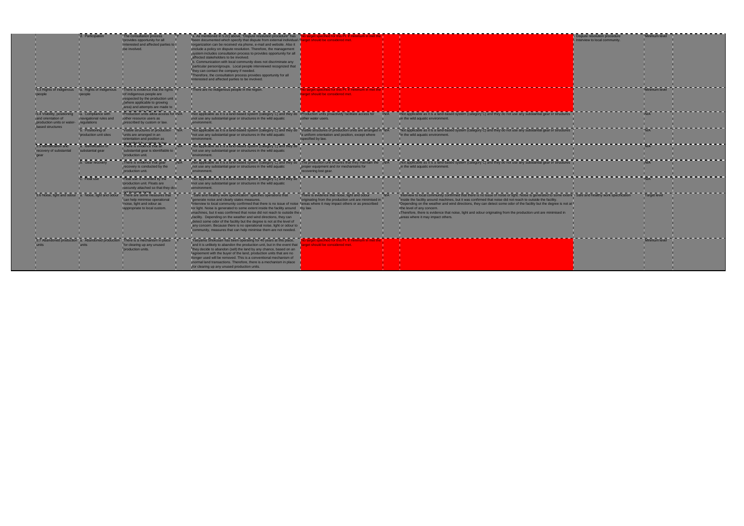| | | | | | | | | | | | |
|---|---|---|---|---|---|---|---|---|---|---|---|
| | d. Participation | The consultation process provides opportunity for all interested and affected parties to be involved. | Y | a. As mentioned in 5.2c) above, "Dispute resolution procedure" has been documented which specify that dispute from external individual / organization can be received via phone, e-mail and website. Also it include a policy on dispute resolution. Therefore, the management system includes consultation process to provides opportunity for all affected stakeholders to be involved.<br>b. Communication with local community does not discriminate any particular person/groups. Local people interviewed recognized that they can contact the company if needed.<br>Therefore, the consultation process provides opportunity for all interested and affected parties to be involved. | No target specified for this PI. If minimum is met the target should be considered met. | | | | Dispute resolution procedure<br>Interview to local community. | Minimum level | |
| 5.3 Rights of indigenous people | a. Rights of indigenous people | There is evidence that the rights of indigenous people are respected by the production unit (where applicable to growing area) and attempts are made to | Y | There are no indigenous people in the region. | No target specified for this PI. If minimum is met the target should be considered met. | | | | | Minimum level | |
| 5.4 Visibility, positioning and orientation of production units or water-based structures | a. Compliance with navigational rules and regulations | Production units allow access for other resource users as prescribed by custom or law. | N/A | Not applicable as it is a land-based system (category C) and they do not use any substantial gear or structures in the wild aquatic environment. | Production units proactively facilitate access for other water users. | N/A | Not applicable as it is a land-based system (category C) and they do not use any substantial gear or structures in the wild aquatic environment. | | | N/A | |
| | b. Positioning of production unit sites | Visible structures of production units are arranged in an orientation and position as | N/A | Not applicable as it is a land-based system (category C) and they do not use any substantial gear or structures in the wild aquatic environment. | Visible structures of production units are arranged in a uniform orientation and position, except where specified by law. | N/A | Not applicable as it is a land-based system (category C) and they do not use any substantial gear or structures in the wild aquatic environment. | | | N/A | |
| 5.5 Identification and recovery of substantial gear | a. Identification of substantial gear | There is evidence that all substantial gear is identifiable to production unit. | N/A | Not applicable as it is a land-based system (category C) and they do not use any substantial gear or structures in the wild aquatic environment. | | | | | | N/A | |
| | b. Gear recovery | There is evidence that gear recovery is conducted by the production unit. | N/A | Not applicable as it is a land-based system (category C) and they do not use any substantial gear or structures in the wild aquatic environment. | The production unit ensures that they maintain the proper equipment and /or mechanisms for recovering lost gear. | N/A | Not applicable as it is a land-based system (category C) and they do not use any substantial gear or structures in the wild aquatic environment. | | | N/A | |
| | c. Float use | Float use is recorded by the production unit. Floats are securely attached so that they do | N/A | Not applicable as it is a land-based system (category C) and they do not use any substantial gear or structures in the wild aquatic environment. | | | | | | N/A | |
| 5.6 Noise, light and odour | a. Noise, light and odour | There are some measures that can help minimise operational noise, light and odour as appropriate to local custom. | Y | "Safe and healthy work specification" specifies operations that generate noise and clearly states measures.<br>Interview to local community confirmed that there is no issue of noise for light. Noise is generated to some extent inside the facility around machines, but it was confirmed that noise did not reach to outside the facility. Depending on the weather and wind directions, they can detect some odor of the facility but the degree is not at the level of any concern. Because there is no operational noise, light or odour to community, measures that can help minimise them are not needed. | There is evidence that noise, light and odour originating from the production unit are minimised in areas where it may impact others or as prescribed by law. | N/A | Interview to local community confirmed that there is no issue of noise or light. Noise is generated to some extent inside the facility around machines, but it was confirmed that noise did not reach to outside the facility.<br>Depending on the weather and wind directions, they can detect some odor of the facility but the degree is not at the level of any concern.<br>Therefore, there is evidence that noise, light and odour originating from the production unit are minimised in areas where it may impact others. | Safe and healthy work specification | | Target level | |
| 5.7 Abandoned production units | a. Abandoned production units | There is a mechanism in place for clearing up any unused production units. | Y | Taiyama Shokusan has been operating for 40 years at this place, and it is unlikely to abandon the production unit, but in the event that they decide to abandon (sell) the land by any chance, based on an agreement with the buyer of the land, production units that are no longer used will be removed. This is a conventional mechanism of normal land transactions. Therefore, there is a mechanism in place for clearing up any unused production units. | No target specified for this PI. If minimum is met the target should be considered met. | | | | | Minimum level | |